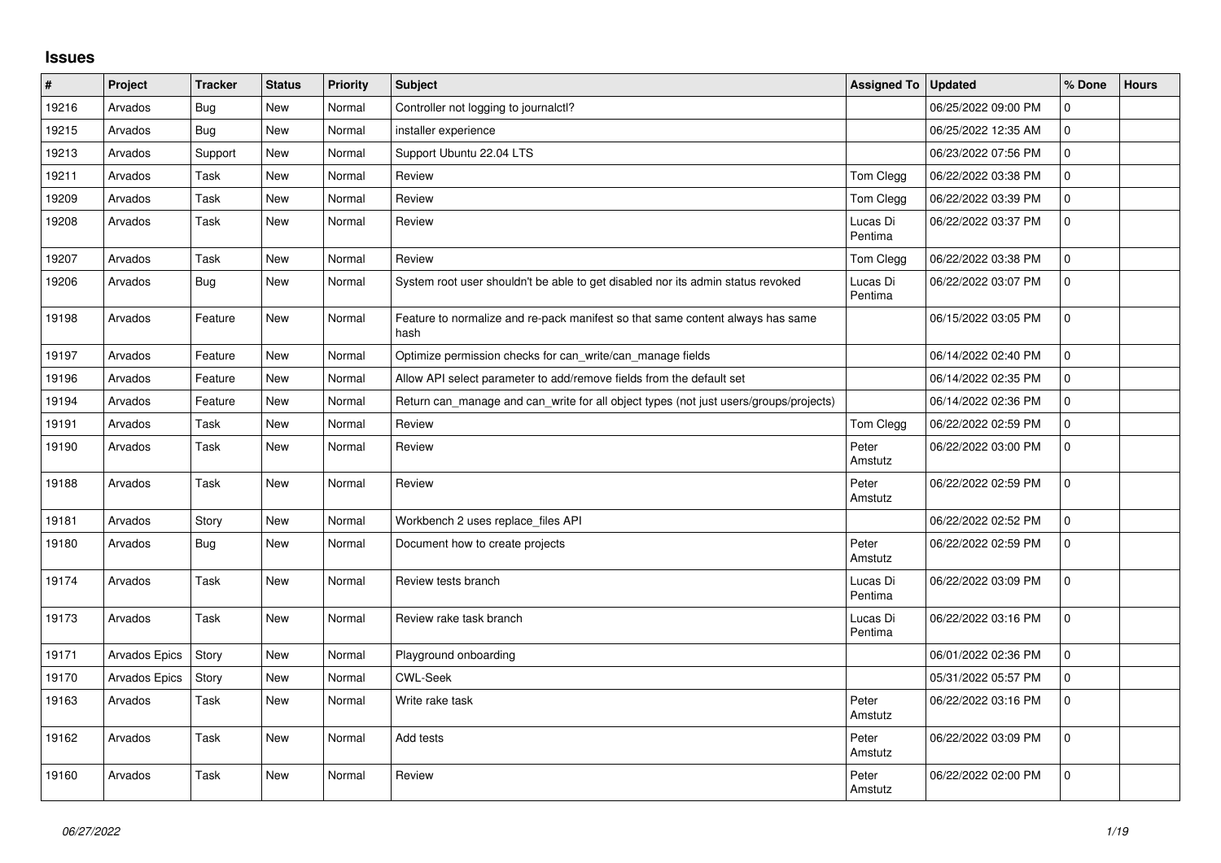# Issues

| # | Project | Tracker | Status | Priority | Subject | Assigned To | Updated | % Done | Hours |
|---|---|---|---|---|---|---|---|---|---|
| 19216 | Arvados | Bug | New | Normal | Controller not logging to journalctl? | | 06/25/2022 09:00 PM | 0 | |
| 19215 | Arvados | Bug | New | Normal | installer experience | | 06/25/2022 12:35 AM | 0 | |
| 19213 | Arvados | Support | New | Normal | Support Ubuntu 22.04 LTS | | 06/23/2022 07:56 PM | 0 | |
| 19211 | Arvados | Task | New | Normal | Review | Tom Clegg | 06/22/2022 03:38 PM | 0 | |
| 19209 | Arvados | Task | New | Normal | Review | Tom Clegg | 06/22/2022 03:39 PM | 0 | |
| 19208 | Arvados | Task | New | Normal | Review | Lucas Di Pentima | 06/22/2022 03:37 PM | 0 | |
| 19207 | Arvados | Task | New | Normal | Review | Tom Clegg | 06/22/2022 03:38 PM | 0 | |
| 19206 | Arvados | Bug | New | Normal | System root user shouldn't be able to get disabled nor its admin status revoked | Lucas Di Pentima | 06/22/2022 03:07 PM | 0 | |
| 19198 | Arvados | Feature | New | Normal | Feature to normalize and re-pack manifest so that same content always has same hash | | 06/15/2022 03:05 PM | 0 | |
| 19197 | Arvados | Feature | New | Normal | Optimize permission checks for can_write/can_manage fields | | 06/14/2022 02:40 PM | 0 | |
| 19196 | Arvados | Feature | New | Normal | Allow API select parameter to add/remove fields from the default set | | 06/14/2022 02:35 PM | 0 | |
| 19194 | Arvados | Feature | New | Normal | Return can_manage and can_write for all object types (not just users/groups/projects) | | 06/14/2022 02:36 PM | 0 | |
| 19191 | Arvados | Task | New | Normal | Review | Tom Clegg | 06/22/2022 02:59 PM | 0 | |
| 19190 | Arvados | Task | New | Normal | Review | Peter Amstutz | 06/22/2022 03:00 PM | 0 | |
| 19188 | Arvados | Task | New | Normal | Review | Peter Amstutz | 06/22/2022 02:59 PM | 0 | |
| 19181 | Arvados | Story | New | Normal | Workbench 2 uses replace_files API | | 06/22/2022 02:52 PM | 0 | |
| 19180 | Arvados | Bug | New | Normal | Document how to create projects | Peter Amstutz | 06/22/2022 02:59 PM | 0 | |
| 19174 | Arvados | Task | New | Normal | Review tests branch | Lucas Di Pentima | 06/22/2022 03:09 PM | 0 | |
| 19173 | Arvados | Task | New | Normal | Review rake task branch | Lucas Di Pentima | 06/22/2022 03:16 PM | 0 | |
| 19171 | Arvados Epics | Story | New | Normal | Playground onboarding | | 06/01/2022 02:36 PM | 0 | |
| 19170 | Arvados Epics | Story | New | Normal | CWL-Seek | | 05/31/2022 05:57 PM | 0 | |
| 19163 | Arvados | Task | New | Normal | Write rake task | Peter Amstutz | 06/22/2022 03:16 PM | 0 | |
| 19162 | Arvados | Task | New | Normal | Add tests | Peter Amstutz | 06/22/2022 03:09 PM | 0 | |
| 19160 | Arvados | Task | New | Normal | Review | Peter Amstutz | 06/22/2022 02:00 PM | 0 | |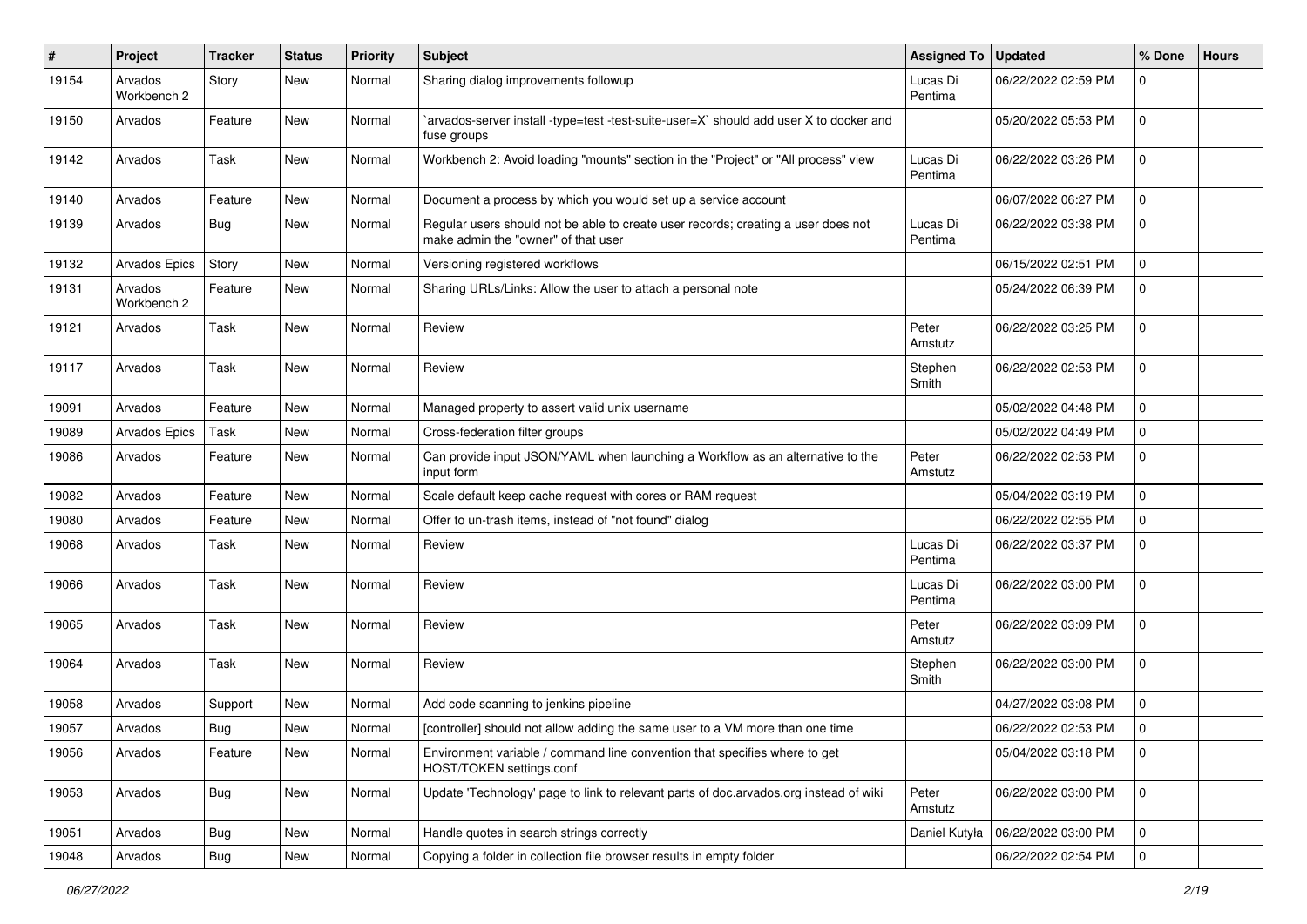| # | Project | Tracker | Status | Priority | Subject | Assigned To | Updated | % Done | Hours |
|---|---|---|---|---|---|---|---|---|---|
| 19154 | Arvados Workbench 2 | Story | New | Normal | Sharing dialog improvements followup | Lucas Di Pentima | 06/22/2022 02:59 PM | 0 | |
| 19150 | Arvados | Feature | New | Normal | `arvados-server install -type=test -test-suite-user=X` should add user X to docker and fuse groups | | 05/20/2022 05:53 PM | 0 | |
| 19142 | Arvados | Task | New | Normal | Workbench 2: Avoid loading "mounts" section in the "Project" or "All process" view | Lucas Di Pentima | 06/22/2022 03:26 PM | 0 | |
| 19140 | Arvados | Feature | New | Normal | Document a process by which you would set up a service account | | 06/07/2022 06:27 PM | 0 | |
| 19139 | Arvados | Bug | New | Normal | Regular users should not be able to create user records; creating a user does not make admin the "owner" of that user | Lucas Di Pentima | 06/22/2022 03:38 PM | 0 | |
| 19132 | Arvados Epics | Story | New | Normal | Versioning registered workflows | | 06/15/2022 02:51 PM | 0 | |
| 19131 | Arvados Workbench 2 | Feature | New | Normal | Sharing URLs/Links: Allow the user to attach a personal note | | 05/24/2022 06:39 PM | 0 | |
| 19121 | Arvados | Task | New | Normal | Review | Peter Amstutz | 06/22/2022 03:25 PM | 0 | |
| 19117 | Arvados | Task | New | Normal | Review | Stephen Smith | 06/22/2022 02:53 PM | 0 | |
| 19091 | Arvados | Feature | New | Normal | Managed property to assert valid unix username | | 05/02/2022 04:48 PM | 0 | |
| 19089 | Arvados Epics | Task | New | Normal | Cross-federation filter groups | | 05/02/2022 04:49 PM | 0 | |
| 19086 | Arvados | Feature | New | Normal | Can provide input JSON/YAML when launching a Workflow as an alternative to the input form | Peter Amstutz | 06/22/2022 02:53 PM | 0 | |
| 19082 | Arvados | Feature | New | Normal | Scale default keep cache request with cores or RAM request | | 05/04/2022 03:19 PM | 0 | |
| 19080 | Arvados | Feature | New | Normal | Offer to un-trash items, instead of "not found" dialog | | 06/22/2022 02:55 PM | 0 | |
| 19068 | Arvados | Task | New | Normal | Review | Lucas Di Pentima | 06/22/2022 03:37 PM | 0 | |
| 19066 | Arvados | Task | New | Normal | Review | Lucas Di Pentima | 06/22/2022 03:00 PM | 0 | |
| 19065 | Arvados | Task | New | Normal | Review | Peter Amstutz | 06/22/2022 03:09 PM | 0 | |
| 19064 | Arvados | Task | New | Normal | Review | Stephen Smith | 06/22/2022 03:00 PM | 0 | |
| 19058 | Arvados | Support | New | Normal | Add code scanning to jenkins pipeline | | 04/27/2022 03:08 PM | 0 | |
| 19057 | Arvados | Bug | New | Normal | [controller] should not allow adding the same user to a VM more than one time | | 06/22/2022 02:53 PM | 0 | |
| 19056 | Arvados | Feature | New | Normal | Environment variable / command line convention that specifies where to get HOST/TOKEN settings.conf | | 05/04/2022 03:18 PM | 0 | |
| 19053 | Arvados | Bug | New | Normal | Update 'Technology' page to link to relevant parts of doc.arvados.org instead of wiki | Peter Amstutz | 06/22/2022 03:00 PM | 0 | |
| 19051 | Arvados | Bug | New | Normal | Handle quotes in search strings correctly | Daniel Kutyła | 06/22/2022 03:00 PM | 0 | |
| 19048 | Arvados | Bug | New | Normal | Copying a folder in collection file browser results in empty folder | | 06/22/2022 02:54 PM | 0 | |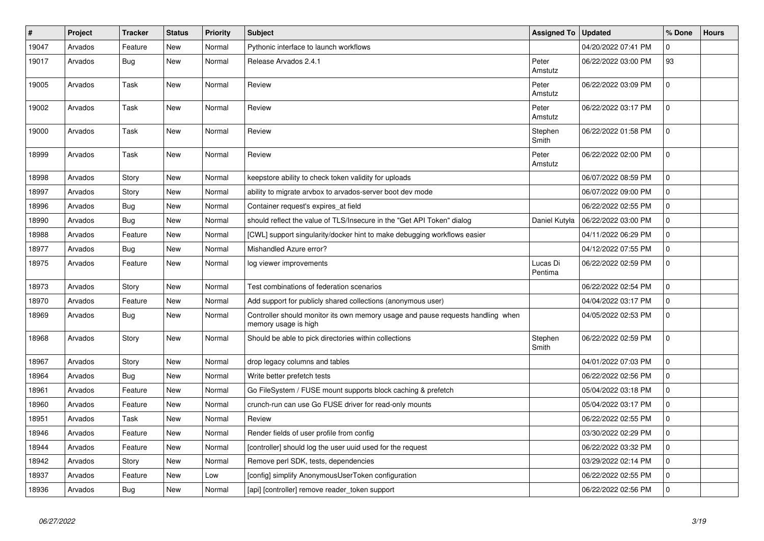| # | Project | Tracker | Status | Priority | Subject | Assigned To | Updated | % Done | Hours |
|---|---|---|---|---|---|---|---|---|---|
| 19047 | Arvados | Feature | New | Normal | Pythonic interface to launch workflows | | 04/20/2022 07:41 PM | 0 | |
| 19017 | Arvados | Bug | New | Normal | Release Arvados 2.4.1 | Peter Amstutz | 06/22/2022 03:00 PM | 93 | |
| 19005 | Arvados | Task | New | Normal | Review | Peter Amstutz | 06/22/2022 03:09 PM | 0 | |
| 19002 | Arvados | Task | New | Normal | Review | Peter Amstutz | 06/22/2022 03:17 PM | 0 | |
| 19000 | Arvados | Task | New | Normal | Review | Stephen Smith | 06/22/2022 01:58 PM | 0 | |
| 18999 | Arvados | Task | New | Normal | Review | Peter Amstutz | 06/22/2022 02:00 PM | 0 | |
| 18998 | Arvados | Story | New | Normal | keepstore ability to check token validity for uploads | | 06/07/2022 08:59 PM | 0 | |
| 18997 | Arvados | Story | New | Normal | ability to migrate arvbox to arvados-server boot dev mode | | 06/07/2022 09:00 PM | 0 | |
| 18996 | Arvados | Bug | New | Normal | Container request's expires_at field | | 06/22/2022 02:55 PM | 0 | |
| 18990 | Arvados | Bug | New | Normal | should reflect the value of TLS/Insecure in the "Get API Token" dialog | Daniel Kutyła | 06/22/2022 03:00 PM | 0 | |
| 18988 | Arvados | Feature | New | Normal | [CWL] support singularity/docker hint to make debugging workflows easier | | 04/11/2022 06:29 PM | 0 | |
| 18977 | Arvados | Bug | New | Normal | Mishandled Azure error? | | 04/12/2022 07:55 PM | 0 | |
| 18975 | Arvados | Feature | New | Normal | log viewer improvements | Lucas Di Pentima | 06/22/2022 02:59 PM | 0 | |
| 18973 | Arvados | Story | New | Normal | Test combinations of federation scenarios | | 06/22/2022 02:54 PM | 0 | |
| 18970 | Arvados | Feature | New | Normal | Add support for publicly shared collections (anonymous user) | | 04/04/2022 03:17 PM | 0 | |
| 18969 | Arvados | Bug | New | Normal | Controller should monitor its own memory usage and pause requests handling when memory usage is high | | 04/05/2022 02:53 PM | 0 | |
| 18968 | Arvados | Story | New | Normal | Should be able to pick directories within collections | Stephen Smith | 06/22/2022 02:59 PM | 0 | |
| 18967 | Arvados | Story | New | Normal | drop legacy columns and tables | | 04/01/2022 07:03 PM | 0 | |
| 18964 | Arvados | Bug | New | Normal | Write better prefetch tests | | 06/22/2022 02:56 PM | 0 | |
| 18961 | Arvados | Feature | New | Normal | Go FileSystem / FUSE mount supports block caching & prefetch | | 05/04/2022 03:18 PM | 0 | |
| 18960 | Arvados | Feature | New | Normal | crunch-run can use Go FUSE driver for read-only mounts | | 05/04/2022 03:17 PM | 0 | |
| 18951 | Arvados | Task | New | Normal | Review | | 06/22/2022 02:55 PM | 0 | |
| 18946 | Arvados | Feature | New | Normal | Render fields of user profile from config | | 03/30/2022 02:29 PM | 0 | |
| 18944 | Arvados | Feature | New | Normal | [controller] should log the user uuid used for the request | | 06/22/2022 03:32 PM | 0 | |
| 18942 | Arvados | Story | New | Normal | Remove perl SDK, tests, dependencies | | 03/29/2022 02:14 PM | 0 | |
| 18937 | Arvados | Feature | New | Low | [config] simplify AnonymousUserToken configuration | | 06/22/2022 02:55 PM | 0 | |
| 18936 | Arvados | Bug | New | Normal | [api] [controller] remove reader_token support | | 06/22/2022 02:56 PM | 0 | |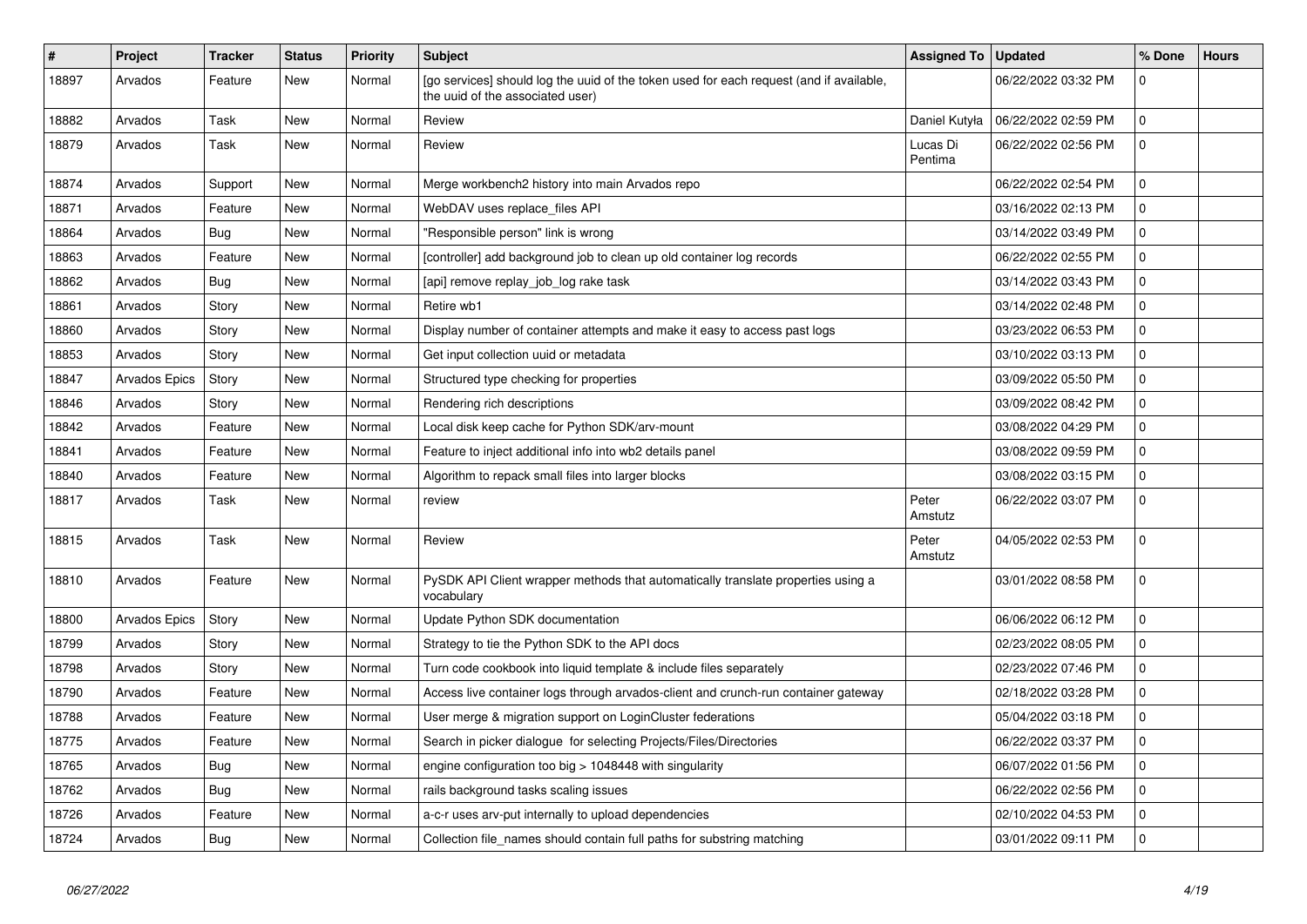| # | Project | Tracker | Status | Priority | Subject | Assigned To | Updated | % Done | Hours |
|---|---|---|---|---|---|---|---|---|---|
| 18897 | Arvados | Feature | New | Normal | [go services] should log the uuid of the token used for each request (and if available, the uuid of the associated user) | | 06/22/2022 03:32 PM | 0 | |
| 18882 | Arvados | Task | New | Normal | Review | Daniel Kutyła | 06/22/2022 02:59 PM | 0 | |
| 18879 | Arvados | Task | New | Normal | Review | Lucas Di Pentima | 06/22/2022 02:56 PM | 0 | |
| 18874 | Arvados | Support | New | Normal | Merge workbench2 history into main Arvados repo | | 06/22/2022 02:54 PM | 0 | |
| 18871 | Arvados | Feature | New | Normal | WebDAV uses replace_files API | | 03/16/2022 02:13 PM | 0 | |
| 18864 | Arvados | Bug | New | Normal | "Responsible person" link is wrong | | 03/14/2022 03:49 PM | 0 | |
| 18863 | Arvados | Feature | New | Normal | [controller] add background job to clean up old container log records | | 06/22/2022 02:55 PM | 0 | |
| 18862 | Arvados | Bug | New | Normal | [api] remove replay_job_log rake task | | 03/14/2022 03:43 PM | 0 | |
| 18861 | Arvados | Story | New | Normal | Retire wb1 | | 03/14/2022 02:48 PM | 0 | |
| 18860 | Arvados | Story | New | Normal | Display number of container attempts and make it easy to access past logs | | 03/23/2022 06:53 PM | 0 | |
| 18853 | Arvados | Story | New | Normal | Get input collection uuid or metadata | | 03/10/2022 03:13 PM | 0 | |
| 18847 | Arvados Epics | Story | New | Normal | Structured type checking for properties | | 03/09/2022 05:50 PM | 0 | |
| 18846 | Arvados | Story | New | Normal | Rendering rich descriptions | | 03/09/2022 08:42 PM | 0 | |
| 18842 | Arvados | Feature | New | Normal | Local disk keep cache for Python SDK/arv-mount | | 03/08/2022 04:29 PM | 0 | |
| 18841 | Arvados | Feature | New | Normal | Feature to inject additional info into wb2 details panel | | 03/08/2022 09:59 PM | 0 | |
| 18840 | Arvados | Feature | New | Normal | Algorithm to repack small files into larger blocks | | 03/08/2022 03:15 PM | 0 | |
| 18817 | Arvados | Task | New | Normal | review | Peter Amstutz | 06/22/2022 03:07 PM | 0 | |
| 18815 | Arvados | Task | New | Normal | Review | Peter Amstutz | 04/05/2022 02:53 PM | 0 | |
| 18810 | Arvados | Feature | New | Normal | PySDK API Client wrapper methods that automatically translate properties using a vocabulary | | 03/01/2022 08:58 PM | 0 | |
| 18800 | Arvados Epics | Story | New | Normal | Update Python SDK documentation | | 06/06/2022 06:12 PM | 0 | |
| 18799 | Arvados | Story | New | Normal | Strategy to tie the Python SDK to the API docs | | 02/23/2022 08:05 PM | 0 | |
| 18798 | Arvados | Story | New | Normal | Turn code cookbook into liquid template & include files separately | | 02/23/2022 07:46 PM | 0 | |
| 18790 | Arvados | Feature | New | Normal | Access live container logs through arvados-client and crunch-run container gateway | | 02/18/2022 03:28 PM | 0 | |
| 18788 | Arvados | Feature | New | Normal | User merge & migration support on LoginCluster federations | | 05/04/2022 03:18 PM | 0 | |
| 18775 | Arvados | Feature | New | Normal | Search in picker dialogue for selecting Projects/Files/Directories | | 06/22/2022 03:37 PM | 0 | |
| 18765 | Arvados | Bug | New | Normal | engine configuration too big > 1048448 with singularity | | 06/07/2022 01:56 PM | 0 | |
| 18762 | Arvados | Bug | New | Normal | rails background tasks scaling issues | | 06/22/2022 02:56 PM | 0 | |
| 18726 | Arvados | Feature | New | Normal | a-c-r uses arv-put internally to upload dependencies | | 02/10/2022 04:53 PM | 0 | |
| 18724 | Arvados | Bug | New | Normal | Collection file_names should contain full paths for substring matching | | 03/01/2022 09:11 PM | 0 | |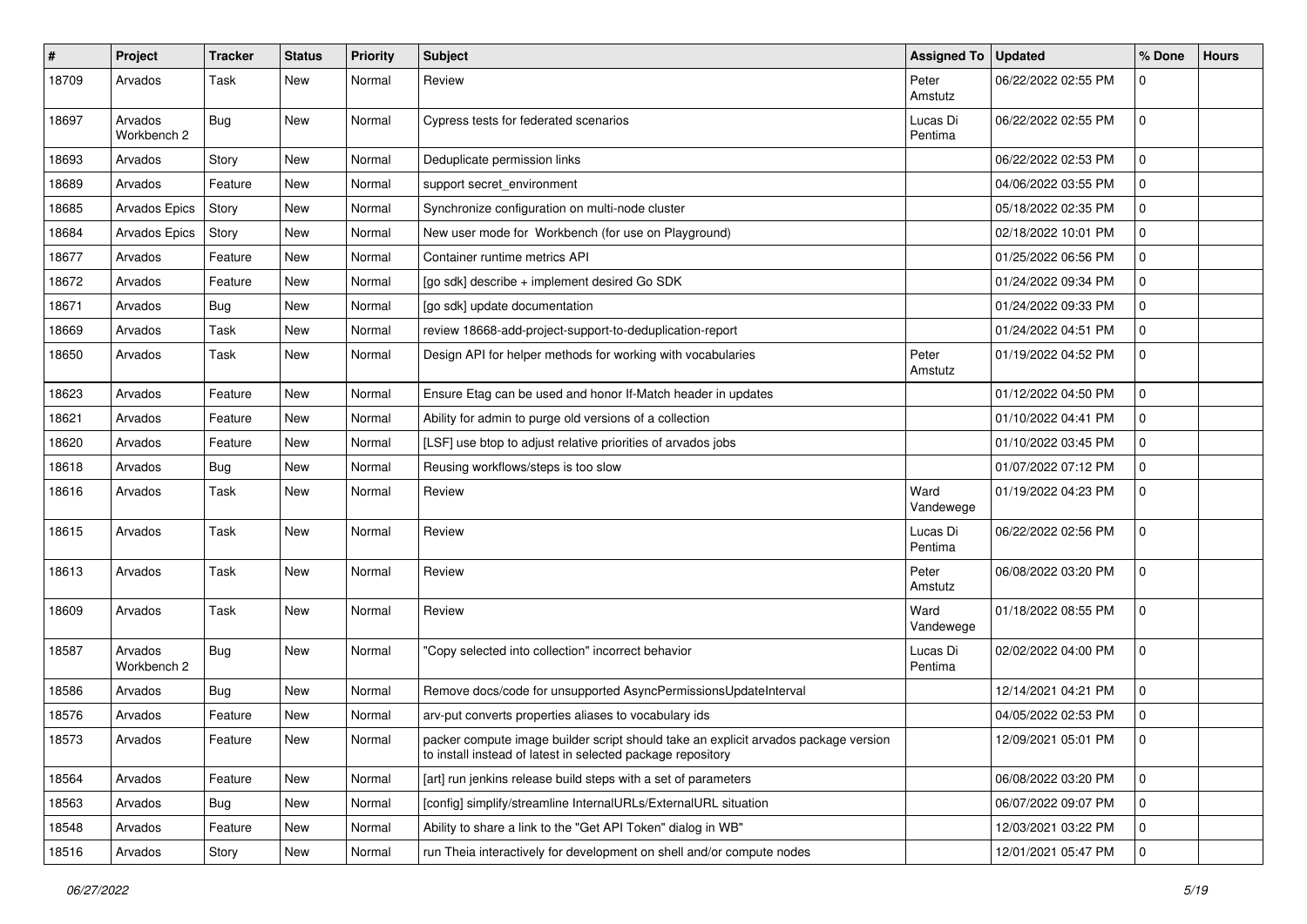| # | Project | Tracker | Status | Priority | Subject | Assigned To | Updated | % Done | Hours |
|---|---|---|---|---|---|---|---|---|---|
| 18709 | Arvados | Task | New | Normal | Review | Peter Amstutz | 06/22/2022 02:55 PM | 0 | |
| 18697 | Arvados Workbench 2 | Bug | New | Normal | Cypress tests for federated scenarios | Lucas Di Pentima | 06/22/2022 02:55 PM | 0 | |
| 18693 | Arvados | Story | New | Normal | Deduplicate permission links | | 06/22/2022 02:53 PM | 0 | |
| 18689 | Arvados | Feature | New | Normal | support secret_environment | | 04/06/2022 03:55 PM | 0 | |
| 18685 | Arvados Epics | Story | New | Normal | Synchronize configuration on multi-node cluster | | 05/18/2022 02:35 PM | 0 | |
| 18684 | Arvados Epics | Story | New | Normal | New user mode for Workbench (for use on Playground) | | 02/18/2022 10:01 PM | 0 | |
| 18677 | Arvados | Feature | New | Normal | Container runtime metrics API | | 01/25/2022 06:56 PM | 0 | |
| 18672 | Arvados | Feature | New | Normal | [go sdk] describe + implement desired Go SDK | | 01/24/2022 09:34 PM | 0 | |
| 18671 | Arvados | Bug | New | Normal | [go sdk] update documentation | | 01/24/2022 09:33 PM | 0 | |
| 18669 | Arvados | Task | New | Normal | review 18668-add-project-support-to-deduplication-report | | 01/24/2022 04:51 PM | 0 | |
| 18650 | Arvados | Task | New | Normal | Design API for helper methods for working with vocabularies | Peter Amstutz | 01/19/2022 04:52 PM | 0 | |
| 18623 | Arvados | Feature | New | Normal | Ensure Etag can be used and honor If-Match header in updates | | 01/12/2022 04:50 PM | 0 | |
| 18621 | Arvados | Feature | New | Normal | Ability for admin to purge old versions of a collection | | 01/10/2022 04:41 PM | 0 | |
| 18620 | Arvados | Feature | New | Normal | [LSF] use btop to adjust relative priorities of arvados jobs | | 01/10/2022 03:45 PM | 0 | |
| 18618 | Arvados | Bug | New | Normal | Reusing workflows/steps is too slow | | 01/07/2022 07:12 PM | 0 | |
| 18616 | Arvados | Task | New | Normal | Review | Ward Vandewege | 01/19/2022 04:23 PM | 0 | |
| 18615 | Arvados | Task | New | Normal | Review | Lucas Di Pentima | 06/22/2022 02:56 PM | 0 | |
| 18613 | Arvados | Task | New | Normal | Review | Peter Amstutz | 06/08/2022 03:20 PM | 0 | |
| 18609 | Arvados | Task | New | Normal | Review | Ward Vandewege | 01/18/2022 08:55 PM | 0 | |
| 18587 | Arvados Workbench 2 | Bug | New | Normal | "Copy selected into collection" incorrect behavior | Lucas Di Pentima | 02/02/2022 04:00 PM | 0 | |
| 18586 | Arvados | Bug | New | Normal | Remove docs/code for unsupported AsyncPermissionsUpdateInterval | | 12/14/2021 04:21 PM | 0 | |
| 18576 | Arvados | Feature | New | Normal | arv-put converts properties aliases to vocabulary ids | | 04/05/2022 02:53 PM | 0 | |
| 18573 | Arvados | Feature | New | Normal | packer compute image builder script should take an explicit arvados package version to install instead of latest in selected package repository | | 12/09/2021 05:01 PM | 0 | |
| 18564 | Arvados | Feature | New | Normal | [art] run jenkins release build steps with a set of parameters | | 06/08/2022 03:20 PM | 0 | |
| 18563 | Arvados | Bug | New | Normal | [config] simplify/streamline InternalURLs/ExternalURL situation | | 06/07/2022 09:07 PM | 0 | |
| 18548 | Arvados | Feature | New | Normal | Ability to share a link to the "Get API Token" dialog in WB" | | 12/03/2021 03:22 PM | 0 | |
| 18516 | Arvados | Story | New | Normal | run Theia interactively for development on shell and/or compute nodes | | 12/01/2021 05:47 PM | 0 | |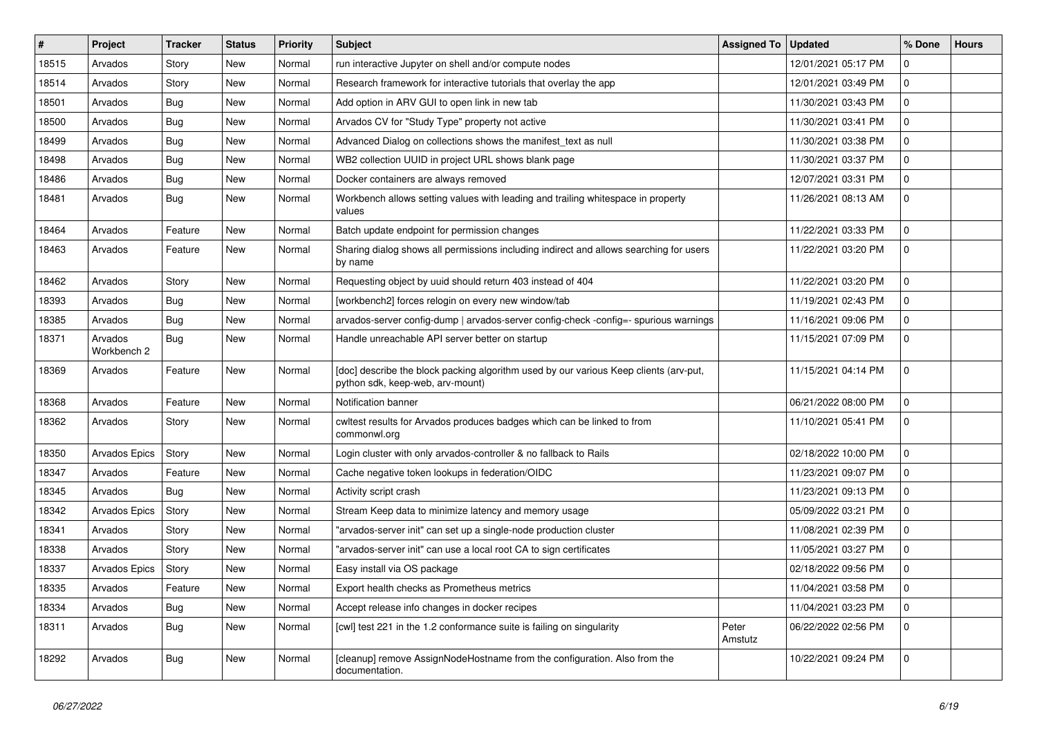| # | Project | Tracker | Status | Priority | Subject | Assigned To | Updated | % Done | Hours |
|---|---|---|---|---|---|---|---|---|---|
| 18515 | Arvados | Story | New | Normal | run interactive Jupyter on shell and/or compute nodes | | 12/01/2021 05:17 PM | 0 | |
| 18514 | Arvados | Story | New | Normal | Research framework for interactive tutorials that overlay the app | | 12/01/2021 03:49 PM | 0 | |
| 18501 | Arvados | Bug | New | Normal | Add option in ARV GUI to open link in new tab | | 11/30/2021 03:43 PM | 0 | |
| 18500 | Arvados | Bug | New | Normal | Arvados CV for "Study Type" property not active | | 11/30/2021 03:41 PM | 0 | |
| 18499 | Arvados | Bug | New | Normal | Advanced Dialog on collections shows the manifest_text as null | | 11/30/2021 03:38 PM | 0 | |
| 18498 | Arvados | Bug | New | Normal | WB2 collection UUID in project URL shows blank page | | 11/30/2021 03:37 PM | 0 | |
| 18486 | Arvados | Bug | New | Normal | Docker containers are always removed | | 12/07/2021 03:31 PM | 0 | |
| 18481 | Arvados | Bug | New | Normal | Workbench allows setting values with leading and trailing whitespace in property values | | 11/26/2021 08:13 AM | 0 | |
| 18464 | Arvados | Feature | New | Normal | Batch update endpoint for permission changes | | 11/22/2021 03:33 PM | 0 | |
| 18463 | Arvados | Feature | New | Normal | Sharing dialog shows all permissions including indirect and allows searching for users by name | | 11/22/2021 03:20 PM | 0 | |
| 18462 | Arvados | Story | New | Normal | Requesting object by uuid should return 403 instead of 404 | | 11/22/2021 03:20 PM | 0 | |
| 18393 | Arvados | Bug | New | Normal | [workbench2] forces relogin on every new window/tab | | 11/19/2021 02:43 PM | 0 | |
| 18385 | Arvados | Bug | New | Normal | arvados-server config-dump \| arvados-server config-check -config=- spurious warnings | | 11/16/2021 09:06 PM | 0 | |
| 18371 | Arvados Workbench 2 | Bug | New | Normal | Handle unreachable API server better on startup | | 11/15/2021 07:09 PM | 0 | |
| 18369 | Arvados | Feature | New | Normal | [doc] describe the block packing algorithm used by our various Keep clients (arv-put, python sdk, keep-web, arv-mount) | | 11/15/2021 04:14 PM | 0 | |
| 18368 | Arvados | Feature | New | Normal | Notification banner | | 06/21/2022 08:00 PM | 0 | |
| 18362 | Arvados | Story | New | Normal | cwltest results for Arvados produces badges which can be linked to from commonwl.org | | 11/10/2021 05:41 PM | 0 | |
| 18350 | Arvados Epics | Story | New | Normal | Login cluster with only arvados-controller & no fallback to Rails | | 02/18/2022 10:00 PM | 0 | |
| 18347 | Arvados | Feature | New | Normal | Cache negative token lookups in federation/OIDC | | 11/23/2021 09:07 PM | 0 | |
| 18345 | Arvados | Bug | New | Normal | Activity script crash | | 11/23/2021 09:13 PM | 0 | |
| 18342 | Arvados Epics | Story | New | Normal | Stream Keep data to minimize latency and memory usage | | 05/09/2022 03:21 PM | 0 | |
| 18341 | Arvados | Story | New | Normal | "arvados-server init" can set up a single-node production cluster | | 11/08/2021 02:39 PM | 0 | |
| 18338 | Arvados | Story | New | Normal | "arvados-server init" can use a local root CA to sign certificates | | 11/05/2021 03:27 PM | 0 | |
| 18337 | Arvados Epics | Story | New | Normal | Easy install via OS package | | 02/18/2022 09:56 PM | 0 | |
| 18335 | Arvados | Feature | New | Normal | Export health checks as Prometheus metrics | | 11/04/2021 03:58 PM | 0 | |
| 18334 | Arvados | Bug | New | Normal | Accept release info changes in docker recipes | | 11/04/2021 03:23 PM | 0 | |
| 18311 | Arvados | Bug | New | Normal | [cwl] test 221 in the 1.2 conformance suite is failing on singularity | Peter Amstutz | 06/22/2022 02:56 PM | 0 | |
| 18292 | Arvados | Bug | New | Normal | [cleanup] remove AssignNodeHostname from the configuration. Also from the documentation. | | 10/22/2021 09:24 PM | 0 | |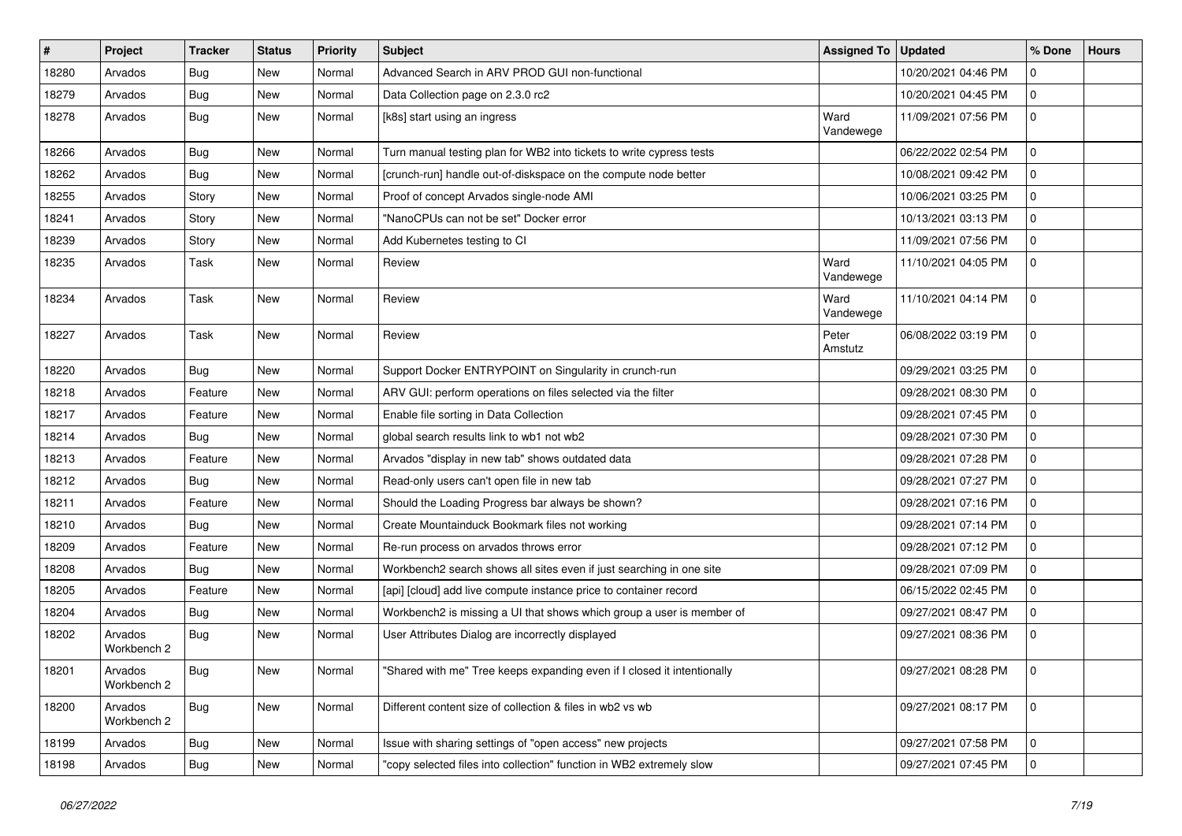| # | Project | Tracker | Status | Priority | Subject | Assigned To | Updated | % Done | Hours |
|---|---|---|---|---|---|---|---|---|---|
| 18280 | Arvados | Bug | New | Normal | Advanced Search in ARV PROD GUI non-functional | | 10/20/2021 04:46 PM | 0 | |
| 18279 | Arvados | Bug | New | Normal | Data Collection page on 2.3.0 rc2 | | 10/20/2021 04:45 PM | 0 | |
| 18278 | Arvados | Bug | New | Normal | [k8s] start using an ingress | Ward Vandewege | 11/09/2021 07:56 PM | 0 | |
| 18266 | Arvados | Bug | New | Normal | Turn manual testing plan for WB2 into tickets to write cypress tests | | 06/22/2022 02:54 PM | 0 | |
| 18262 | Arvados | Bug | New | Normal | [crunch-run] handle out-of-diskspace on the compute node better | | 10/08/2021 09:42 PM | 0 | |
| 18255 | Arvados | Story | New | Normal | Proof of concept Arvados single-node AMI | | 10/06/2021 03:25 PM | 0 | |
| 18241 | Arvados | Story | New | Normal | "NanoCPUs can not be set" Docker error | | 10/13/2021 03:13 PM | 0 | |
| 18239 | Arvados | Story | New | Normal | Add Kubernetes testing to CI | | 11/09/2021 07:56 PM | 0 | |
| 18235 | Arvados | Task | New | Normal | Review | Ward Vandewege | 11/10/2021 04:05 PM | 0 | |
| 18234 | Arvados | Task | New | Normal | Review | Ward Vandewege | 11/10/2021 04:14 PM | 0 | |
| 18227 | Arvados | Task | New | Normal | Review | Peter Amstutz | 06/08/2022 03:19 PM | 0 | |
| 18220 | Arvados | Bug | New | Normal | Support Docker ENTRYPOINT on Singularity in crunch-run | | 09/29/2021 03:25 PM | 0 | |
| 18218 | Arvados | Feature | New | Normal | ARV GUI: perform operations on files selected via the filter | | 09/28/2021 08:30 PM | 0 | |
| 18217 | Arvados | Feature | New | Normal | Enable file sorting in Data Collection | | 09/28/2021 07:45 PM | 0 | |
| 18214 | Arvados | Bug | New | Normal | global search results link to wb1 not wb2 | | 09/28/2021 07:30 PM | 0 | |
| 18213 | Arvados | Feature | New | Normal | Arvados "display in new tab" shows outdated data | | 09/28/2021 07:28 PM | 0 | |
| 18212 | Arvados | Bug | New | Normal | Read-only users can't open file in new tab | | 09/28/2021 07:27 PM | 0 | |
| 18211 | Arvados | Feature | New | Normal | Should the Loading Progress bar always be shown? | | 09/28/2021 07:16 PM | 0 | |
| 18210 | Arvados | Bug | New | Normal | Create Mountainduck Bookmark files not working | | 09/28/2021 07:14 PM | 0 | |
| 18209 | Arvados | Feature | New | Normal | Re-run process on arvados throws error | | 09/28/2021 07:12 PM | 0 | |
| 18208 | Arvados | Bug | New | Normal | Workbench2 search shows all sites even if just searching in one site | | 09/28/2021 07:09 PM | 0 | |
| 18205 | Arvados | Feature | New | Normal | [api] [cloud] add live compute instance price to container record | | 06/15/2022 02:45 PM | 0 | |
| 18204 | Arvados | Bug | New | Normal | Workbench2 is missing a UI that shows which group a user is member of | | 09/27/2021 08:47 PM | 0 | |
| 18202 | Arvados Workbench 2 | Bug | New | Normal | User Attributes Dialog are incorrectly displayed | | 09/27/2021 08:36 PM | 0 | |
| 18201 | Arvados Workbench 2 | Bug | New | Normal | "Shared with me" Tree keeps expanding even if I closed it intentionally | | 09/27/2021 08:28 PM | 0 | |
| 18200 | Arvados Workbench 2 | Bug | New | Normal | Different content size of collection & files in wb2 vs wb | | 09/27/2021 08:17 PM | 0 | |
| 18199 | Arvados | Bug | New | Normal | Issue with sharing settings of "open access" new projects | | 09/27/2021 07:58 PM | 0 | |
| 18198 | Arvados | Bug | New | Normal | "copy selected files into collection" function in WB2 extremely slow | | 09/27/2021 07:45 PM | 0 | |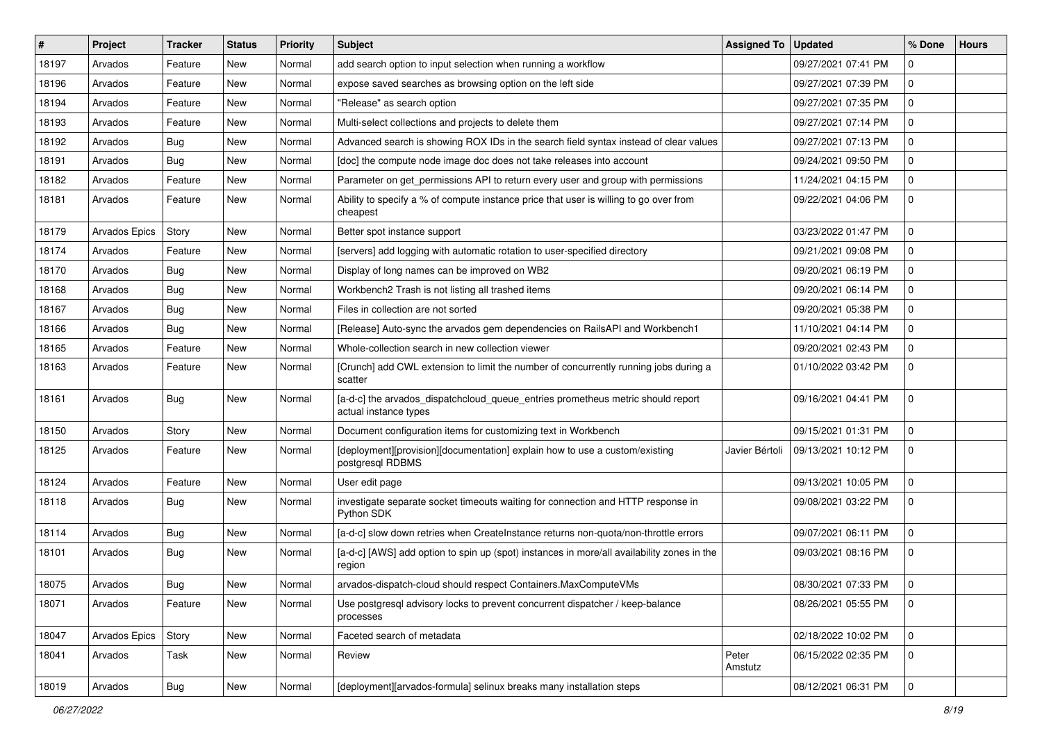| # | Project | Tracker | Status | Priority | Subject | Assigned To | Updated | % Done | Hours |
|---|---|---|---|---|---|---|---|---|---|
| 18197 | Arvados | Feature | New | Normal | add search option to input selection when running a workflow | | 09/27/2021 07:41 PM | 0 | |
| 18196 | Arvados | Feature | New | Normal | expose saved searches as browsing option on the left side | | 09/27/2021 07:39 PM | 0 | |
| 18194 | Arvados | Feature | New | Normal | "Release" as search option | | 09/27/2021 07:35 PM | 0 | |
| 18193 | Arvados | Feature | New | Normal | Multi-select collections and projects to delete them | | 09/27/2021 07:14 PM | 0 | |
| 18192 | Arvados | Bug | New | Normal | Advanced search is showing ROX IDs in the search field syntax instead of clear values | | 09/27/2021 07:13 PM | 0 | |
| 18191 | Arvados | Bug | New | Normal | [doc] the compute node image doc does not take releases into account | | 09/24/2021 09:50 PM | 0 | |
| 18182 | Arvados | Feature | New | Normal | Parameter on get_permissions API to return every user and group with permissions | | 11/24/2021 04:15 PM | 0 | |
| 18181 | Arvados | Feature | New | Normal | Ability to specify a % of compute instance price that user is willing to go over from cheapest | | 09/22/2021 04:06 PM | 0 | |
| 18179 | Arvados Epics | Story | New | Normal | Better spot instance support | | 03/23/2022 01:47 PM | 0 | |
| 18174 | Arvados | Feature | New | Normal | [servers] add logging with automatic rotation to user-specified directory | | 09/21/2021 09:08 PM | 0 | |
| 18170 | Arvados | Bug | New | Normal | Display of long names can be improved on WB2 | | 09/20/2021 06:19 PM | 0 | |
| 18168 | Arvados | Bug | New | Normal | Workbench2 Trash is not listing all trashed items | | 09/20/2021 06:14 PM | 0 | |
| 18167 | Arvados | Bug | New | Normal | Files in collection are not sorted | | 09/20/2021 05:38 PM | 0 | |
| 18166 | Arvados | Bug | New | Normal | [Release] Auto-sync the arvados gem dependencies on RailsAPI and Workbench1 | | 11/10/2021 04:14 PM | 0 | |
| 18165 | Arvados | Feature | New | Normal | Whole-collection search in new collection viewer | | 09/20/2021 02:43 PM | 0 | |
| 18163 | Arvados | Feature | New | Normal | [Crunch] add CWL extension to limit the number of concurrently running jobs during a scatter | | 01/10/2022 03:42 PM | 0 | |
| 18161 | Arvados | Bug | New | Normal | [a-d-c] the arvados_dispatchcloud_queue_entries prometheus metric should report actual instance types | | 09/16/2021 04:41 PM | 0 | |
| 18150 | Arvados | Story | New | Normal | Document configuration items for customizing text in Workbench | | 09/15/2021 01:31 PM | 0 | |
| 18125 | Arvados | Feature | New | Normal | [deployment][provision][documentation] explain how to use a custom/existing postgresql RDBMS | Javier Bértoli | 09/13/2021 10:12 PM | 0 | |
| 18124 | Arvados | Feature | New | Normal | User edit page | | 09/13/2021 10:05 PM | 0 | |
| 18118 | Arvados | Bug | New | Normal | investigate separate socket timeouts waiting for connection and HTTP response in Python SDK | | 09/08/2021 03:22 PM | 0 | |
| 18114 | Arvados | Bug | New | Normal | [a-d-c] slow down retries when CreateInstance returns non-quota/non-throttle errors | | 09/07/2021 06:11 PM | 0 | |
| 18101 | Arvados | Bug | New | Normal | [a-d-c] [AWS] add option to spin up (spot) instances in more/all availability zones in the region | | 09/03/2021 08:16 PM | 0 | |
| 18075 | Arvados | Bug | New | Normal | arvados-dispatch-cloud should respect Containers.MaxComputeVMs | | 08/30/2021 07:33 PM | 0 | |
| 18071 | Arvados | Feature | New | Normal | Use postgresql advisory locks to prevent concurrent dispatcher / keep-balance processes | | 08/26/2021 05:55 PM | 0 | |
| 18047 | Arvados Epics | Story | New | Normal | Faceted search of metadata | | 02/18/2022 10:02 PM | 0 | |
| 18041 | Arvados | Task | New | Normal | Review | Peter Amstutz | 06/15/2022 02:35 PM | 0 | |
| 18019 | Arvados | Bug | New | Normal | [deployment][arvados-formula] selinux breaks many installation steps | | 08/12/2021 06:31 PM | 0 | |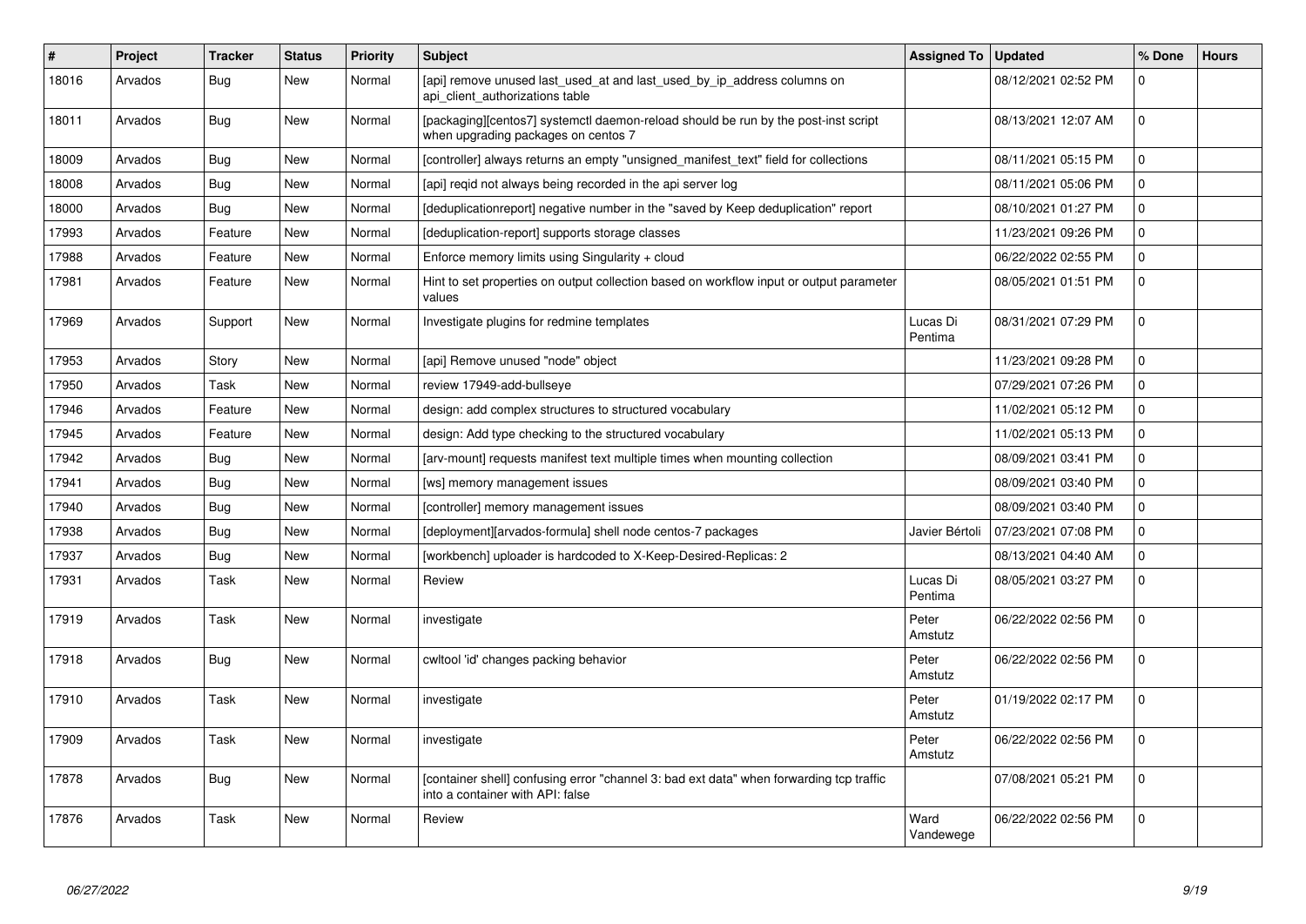| # | Project | Tracker | Status | Priority | Subject | Assigned To | Updated | % Done | Hours |
|---|---|---|---|---|---|---|---|---|---|
| 18016 | Arvados | Bug | New | Normal | [api] remove unused last_used_at and last_used_by_ip_address columns on api_client_authorizations table | | 08/12/2021 02:52 PM | 0 | |
| 18011 | Arvados | Bug | New | Normal | [packaging][centos7] systemctl daemon-reload should be run by the post-inst script when upgrading packages on centos 7 | | 08/13/2021 12:07 AM | 0 | |
| 18009 | Arvados | Bug | New | Normal | [controller] always returns an empty "unsigned_manifest_text" field for collections | | 08/11/2021 05:15 PM | 0 | |
| 18008 | Arvados | Bug | New | Normal | [api] reqid not always being recorded in the api server log | | 08/11/2021 05:06 PM | 0 | |
| 18000 | Arvados | Bug | New | Normal | [deduplicationreport] negative number in the "saved by Keep deduplication" report | | 08/10/2021 01:27 PM | 0 | |
| 17993 | Arvados | Feature | New | Normal | [deduplication-report] supports storage classes | | 11/23/2021 09:26 PM | 0 | |
| 17988 | Arvados | Feature | New | Normal | Enforce memory limits using Singularity + cloud | | 06/22/2022 02:55 PM | 0 | |
| 17981 | Arvados | Feature | New | Normal | Hint to set properties on output collection based on workflow input or output parameter values | | 08/05/2021 01:51 PM | 0 | |
| 17969 | Arvados | Support | New | Normal | Investigate plugins for redmine templates | Lucas Di Pentima | 08/31/2021 07:29 PM | 0 | |
| 17953 | Arvados | Story | New | Normal | [api] Remove unused "node" object | | 11/23/2021 09:28 PM | 0 | |
| 17950 | Arvados | Task | New | Normal | review 17949-add-bullseye | | 07/29/2021 07:26 PM | 0 | |
| 17946 | Arvados | Feature | New | Normal | design: add complex structures to structured vocabulary | | 11/02/2021 05:12 PM | 0 | |
| 17945 | Arvados | Feature | New | Normal | design: Add type checking to the structured vocabulary | | 11/02/2021 05:13 PM | 0 | |
| 17942 | Arvados | Bug | New | Normal | [arv-mount] requests manifest text multiple times when mounting collection | | 08/09/2021 03:41 PM | 0 | |
| 17941 | Arvados | Bug | New | Normal | [ws] memory management issues | | 08/09/2021 03:40 PM | 0 | |
| 17940 | Arvados | Bug | New | Normal | [controller] memory management issues | | 08/09/2021 03:40 PM | 0 | |
| 17938 | Arvados | Bug | New | Normal | [deployment][arvados-formula] shell node centos-7 packages | Javier Bértoli | 07/23/2021 07:08 PM | 0 | |
| 17937 | Arvados | Bug | New | Normal | [workbench] uploader is hardcoded to X-Keep-Desired-Replicas: 2 | | 08/13/2021 04:40 AM | 0 | |
| 17931 | Arvados | Task | New | Normal | Review | Lucas Di Pentima | 08/05/2021 03:27 PM | 0 | |
| 17919 | Arvados | Task | New | Normal | investigate | Peter Amstutz | 06/22/2022 02:56 PM | 0 | |
| 17918 | Arvados | Bug | New | Normal | cwltool 'id' changes packing behavior | Peter Amstutz | 06/22/2022 02:56 PM | 0 | |
| 17910 | Arvados | Task | New | Normal | investigate | Peter Amstutz | 01/19/2022 02:17 PM | 0 | |
| 17909 | Arvados | Task | New | Normal | investigate | Peter Amstutz | 06/22/2022 02:56 PM | 0 | |
| 17878 | Arvados | Bug | New | Normal | [container shell] confusing error "channel 3: bad ext data" when forwarding tcp traffic into a container with API: false | | 07/08/2021 05:21 PM | 0 | |
| 17876 | Arvados | Task | New | Normal | Review | Ward Vandewege | 06/22/2022 02:56 PM | 0 | |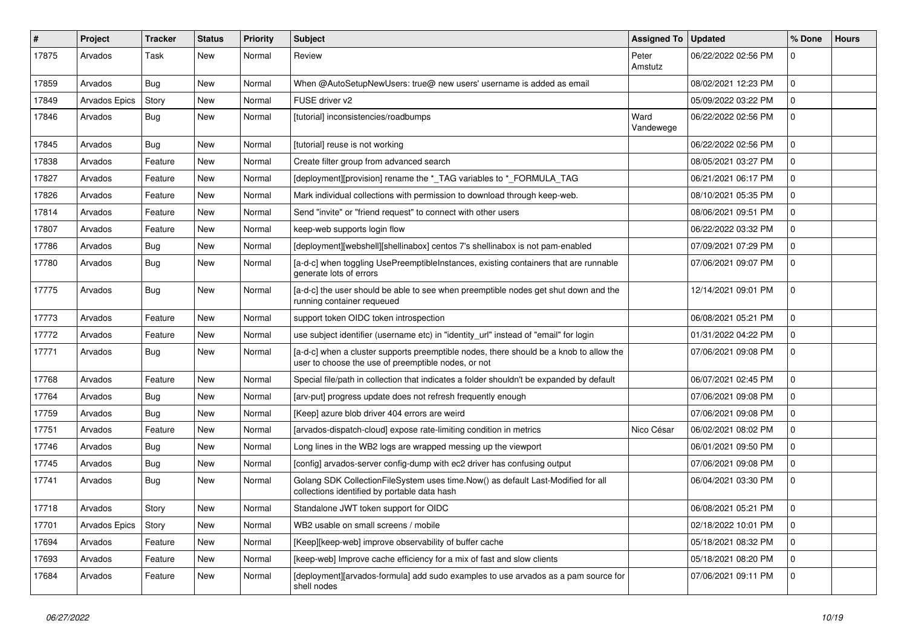| # | Project | Tracker | Status | Priority | Subject | Assigned To | Updated | % Done | Hours |
|---|---|---|---|---|---|---|---|---|---|
| 17875 | Arvados | Task | New | Normal | Review | Peter Amstutz | 06/22/2022 02:56 PM | 0 | |
| 17859 | Arvados | Bug | New | Normal | When @AutoSetupNewUsers: true@ new users' username is added as email | | 08/02/2021 12:23 PM | 0 | |
| 17849 | Arvados Epics | Story | New | Normal | FUSE driver v2 | | 05/09/2022 03:22 PM | 0 | |
| 17846 | Arvados | Bug | New | Normal | [tutorial] inconsistencies/roadbumps | Ward Vandewege | 06/22/2022 02:56 PM | 0 | |
| 17845 | Arvados | Bug | New | Normal | [tutorial] reuse is not working | | 06/22/2022 02:56 PM | 0 | |
| 17838 | Arvados | Feature | New | Normal | Create filter group from advanced search | | 08/05/2021 03:27 PM | 0 | |
| 17827 | Arvados | Feature | New | Normal | [deployment][provision] rename the *_TAG variables to *_FORMULA_TAG | | 06/21/2021 06:17 PM | 0 | |
| 17826 | Arvados | Feature | New | Normal | Mark individual collections with permission to download through keep-web. | | 08/10/2021 05:35 PM | 0 | |
| 17814 | Arvados | Feature | New | Normal | Send "invite" or "friend request" to connect with other users | | 08/06/2021 09:51 PM | 0 | |
| 17807 | Arvados | Feature | New | Normal | keep-web supports login flow | | 06/22/2022 03:32 PM | 0 | |
| 17786 | Arvados | Bug | New | Normal | [deployment][webshell][shellinabox] centos 7's shellinabox is not pam-enabled | | 07/09/2021 07:29 PM | 0 | |
| 17780 | Arvados | Bug | New | Normal | [a-d-c] when toggling UsePreemptibleInstances, existing containers that are runnable generate lots of errors | | 07/06/2021 09:07 PM | 0 | |
| 17775 | Arvados | Bug | New | Normal | [a-d-c] the user should be able to see when preemptible nodes get shut down and the running container requeued | | 12/14/2021 09:01 PM | 0 | |
| 17773 | Arvados | Feature | New | Normal | support token OIDC token introspection | | 06/08/2021 05:21 PM | 0 | |
| 17772 | Arvados | Feature | New | Normal | use subject identifier (username etc) in "identity_url" instead of "email" for login | | 01/31/2022 04:22 PM | 0 | |
| 17771 | Arvados | Bug | New | Normal | [a-d-c] when a cluster supports preemptible nodes, there should be a knob to allow the user to choose the use of preemptible nodes, or not | | 07/06/2021 09:08 PM | 0 | |
| 17768 | Arvados | Feature | New | Normal | Special file/path in collection that indicates a folder shouldn't be expanded by default | | 06/07/2021 02:45 PM | 0 | |
| 17764 | Arvados | Bug | New | Normal | [arv-put] progress update does not refresh frequently enough | | 07/06/2021 09:08 PM | 0 | |
| 17759 | Arvados | Bug | New | Normal | [Keep] azure blob driver 404 errors are weird | | 07/06/2021 09:08 PM | 0 | |
| 17751 | Arvados | Feature | New | Normal | [arvados-dispatch-cloud] expose rate-limiting condition in metrics | Nico César | 06/02/2021 08:02 PM | 0 | |
| 17746 | Arvados | Bug | New | Normal | Long lines in the WB2 logs are wrapped messing up the viewport | | 06/01/2021 09:50 PM | 0 | |
| 17745 | Arvados | Bug | New | Normal | [config] arvados-server config-dump with ec2 driver has confusing output | | 07/06/2021 09:08 PM | 0 | |
| 17741 | Arvados | Bug | New | Normal | Golang SDK CollectionFileSystem uses time.Now() as default Last-Modified for all collections identified by portable data hash | | 06/04/2021 03:30 PM | 0 | |
| 17718 | Arvados | Story | New | Normal | Standalone JWT token support for OIDC | | 06/08/2021 05:21 PM | 0 | |
| 17701 | Arvados Epics | Story | New | Normal | WB2 usable on small screens / mobile | | 02/18/2022 10:01 PM | 0 | |
| 17694 | Arvados | Feature | New | Normal | [Keep][keep-web] improve observability of buffer cache | | 05/18/2021 08:32 PM | 0 | |
| 17693 | Arvados | Feature | New | Normal | [keep-web] Improve cache efficiency for a mix of fast and slow clients | | 05/18/2021 08:20 PM | 0 | |
| 17684 | Arvados | Feature | New | Normal | [deployment][arvados-formula] add sudo examples to use arvados as a pam source for shell nodes | | 07/06/2021 09:11 PM | 0 | |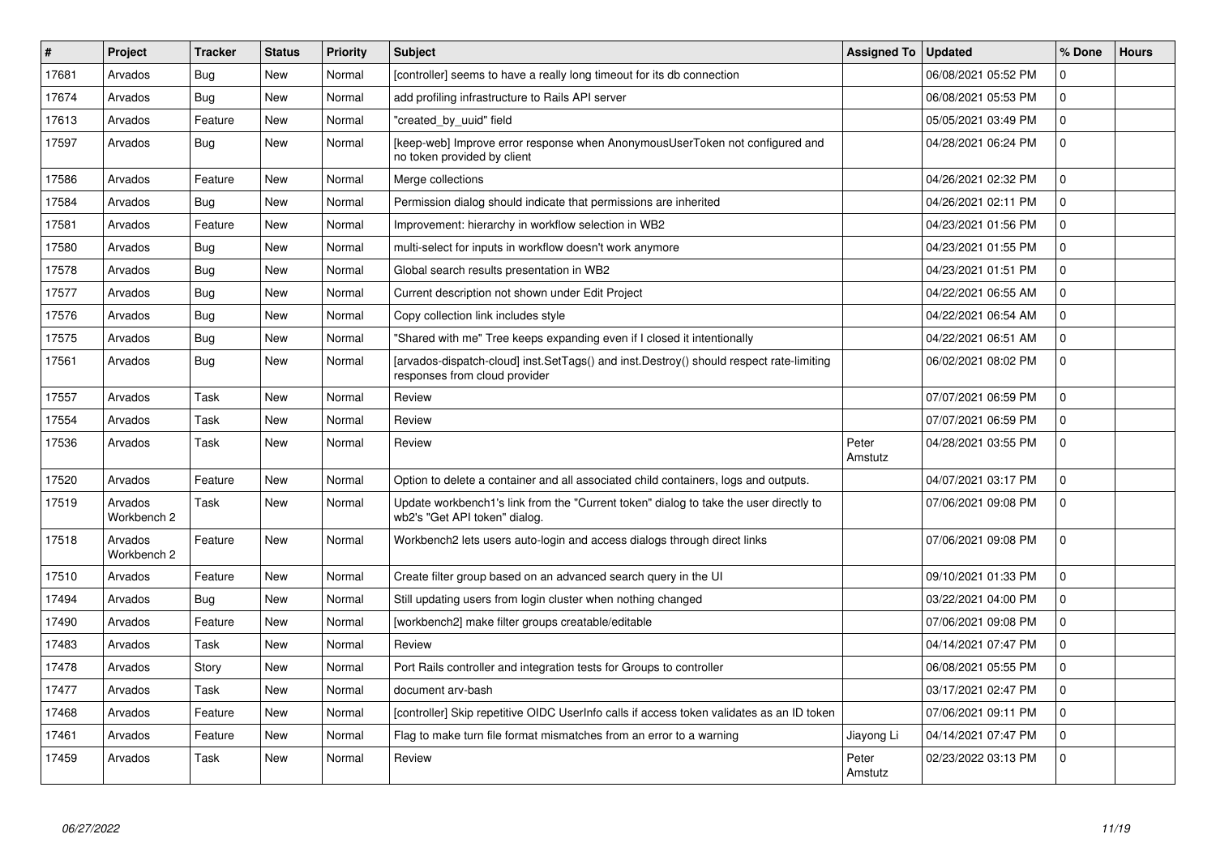| # | Project | Tracker | Status | Priority | Subject | Assigned To | Updated | % Done | Hours |
| --- | --- | --- | --- | --- | --- | --- | --- | --- | --- |
| 17681 | Arvados | Bug | New | Normal | [controller] seems to have a really long timeout for its db connection | | 06/08/2021 05:52 PM | 0 | |
| 17674 | Arvados | Bug | New | Normal | add profiling infrastructure to Rails API server | | 06/08/2021 05:53 PM | 0 | |
| 17613 | Arvados | Feature | New | Normal | "created_by_uuid" field | | 05/05/2021 03:49 PM | 0 | |
| 17597 | Arvados | Bug | New | Normal | [keep-web] Improve error response when AnonymousUserToken not configured and no token provided by client | | 04/28/2021 06:24 PM | 0 | |
| 17586 | Arvados | Feature | New | Normal | Merge collections | | 04/26/2021 02:32 PM | 0 | |
| 17584 | Arvados | Bug | New | Normal | Permission dialog should indicate that permissions are inherited | | 04/26/2021 02:11 PM | 0 | |
| 17581 | Arvados | Feature | New | Normal | Improvement: hierarchy in workflow selection in WB2 | | 04/23/2021 01:56 PM | 0 | |
| 17580 | Arvados | Bug | New | Normal | multi-select for inputs in workflow doesn't work anymore | | 04/23/2021 01:55 PM | 0 | |
| 17578 | Arvados | Bug | New | Normal | Global search results presentation in WB2 | | 04/23/2021 01:51 PM | 0 | |
| 17577 | Arvados | Bug | New | Normal | Current description not shown under Edit Project | | 04/22/2021 06:55 AM | 0 | |
| 17576 | Arvados | Bug | New | Normal | Copy collection link includes style | | 04/22/2021 06:54 AM | 0 | |
| 17575 | Arvados | Bug | New | Normal | "Shared with me" Tree keeps expanding even if I closed it intentionally | | 04/22/2021 06:51 AM | 0 | |
| 17561 | Arvados | Bug | New | Normal | [arvados-dispatch-cloud] inst.SetTags() and inst.Destroy() should respect rate-limiting responses from cloud provider | | 06/02/2021 08:02 PM | 0 | |
| 17557 | Arvados | Task | New | Normal | Review | | 07/07/2021 06:59 PM | 0 | |
| 17554 | Arvados | Task | New | Normal | Review | | 07/07/2021 06:59 PM | 0 | |
| 17536 | Arvados | Task | New | Normal | Review | Peter Amstutz | 04/28/2021 03:55 PM | 0 | |
| 17520 | Arvados | Feature | New | Normal | Option to delete a container and all associated child containers, logs and outputs. | | 04/07/2021 03:17 PM | 0 | |
| 17519 | Arvados Workbench 2 | Task | New | Normal | Update workbench1's link from the "Current token" dialog to take the user directly to wb2's "Get API token" dialog. | | 07/06/2021 09:08 PM | 0 | |
| 17518 | Arvados Workbench 2 | Feature | New | Normal | Workbench2 lets users auto-login and access dialogs through direct links | | 07/06/2021 09:08 PM | 0 | |
| 17510 | Arvados | Feature | New | Normal | Create filter group based on an advanced search query in the UI | | 09/10/2021 01:33 PM | 0 | |
| 17494 | Arvados | Bug | New | Normal | Still updating users from login cluster when nothing changed | | 03/22/2021 04:00 PM | 0 | |
| 17490 | Arvados | Feature | New | Normal | [workbench2] make filter groups creatable/editable | | 07/06/2021 09:08 PM | 0 | |
| 17483 | Arvados | Task | New | Normal | Review | | 04/14/2021 07:47 PM | 0 | |
| 17478 | Arvados | Story | New | Normal | Port Rails controller and integration tests for Groups to controller | | 06/08/2021 05:55 PM | 0 | |
| 17477 | Arvados | Task | New | Normal | document arv-bash | | 03/17/2021 02:47 PM | 0 | |
| 17468 | Arvados | Feature | New | Normal | [controller] Skip repetitive OIDC UserInfo calls if access token validates as an ID token | | 07/06/2021 09:11 PM | 0 | |
| 17461 | Arvados | Feature | New | Normal | Flag to make turn file format mismatches from an error to a warning | Jiayong Li | 04/14/2021 07:47 PM | 0 | |
| 17459 | Arvados | Task | New | Normal | Review | Peter Amstutz | 02/23/2022 03:13 PM | 0 | |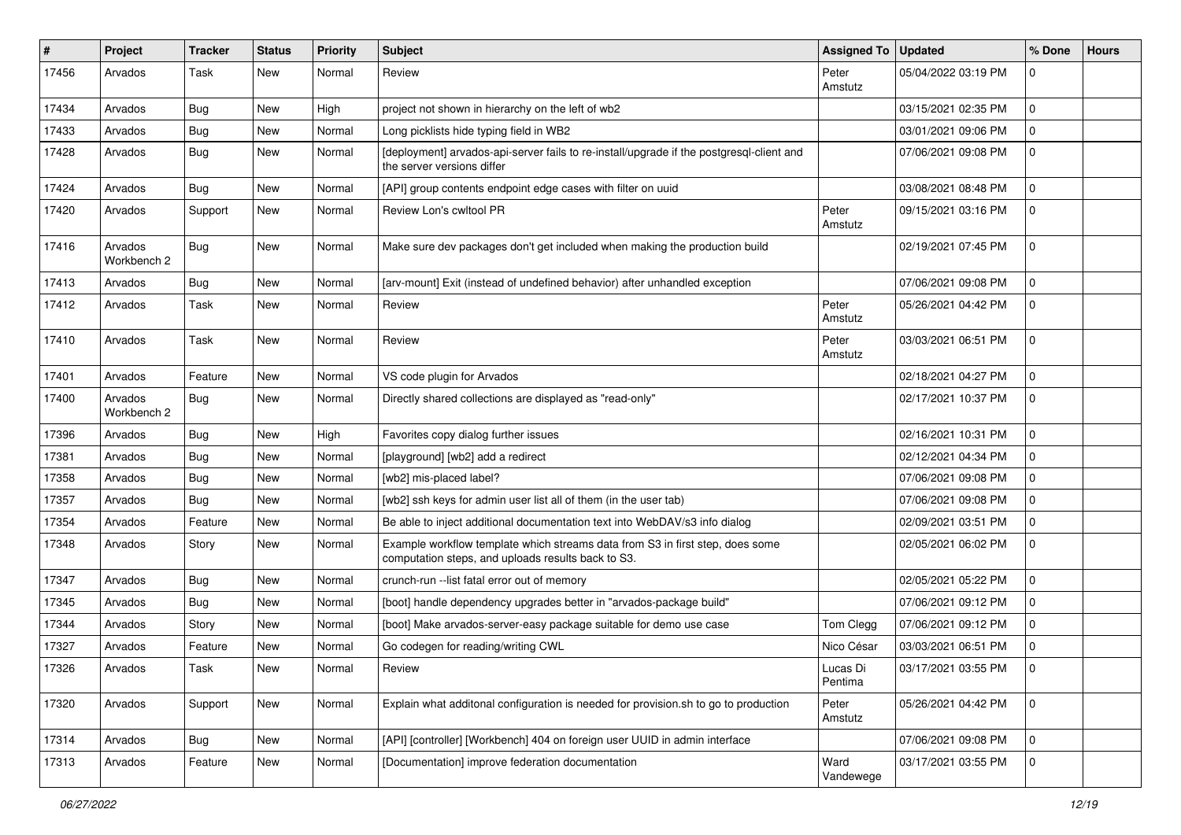| # | Project | Tracker | Status | Priority | Subject | Assigned To | Updated | % Done | Hours |
|---|---|---|---|---|---|---|---|---|---|
| 17456 | Arvados | Task | New | Normal | Review | Peter Amstutz | 05/04/2022 03:19 PM | 0 | |
| 17434 | Arvados | Bug | New | High | project not shown in hierarchy on the left of wb2 | | 03/15/2021 02:35 PM | 0 | |
| 17433 | Arvados | Bug | New | Normal | Long picklists hide typing field in WB2 | | 03/01/2021 09:06 PM | 0 | |
| 17428 | Arvados | Bug | New | Normal | [deployment] arvados-api-server fails to re-install/upgrade if the postgresql-client and the server versions differ | | 07/06/2021 09:08 PM | 0 | |
| 17424 | Arvados | Bug | New | Normal | [API] group contents endpoint edge cases with filter on uuid | | 03/08/2021 08:48 PM | 0 | |
| 17420 | Arvados | Support | New | Normal | Review Lon's cwltool PR | Peter Amstutz | 09/15/2021 03:16 PM | 0 | |
| 17416 | Arvados Workbench 2 | Bug | New | Normal | Make sure dev packages don't get included when making the production build | | 02/19/2021 07:45 PM | 0 | |
| 17413 | Arvados | Bug | New | Normal | [arv-mount] Exit (instead of undefined behavior) after unhandled exception | | 07/06/2021 09:08 PM | 0 | |
| 17412 | Arvados | Task | New | Normal | Review | Peter Amstutz | 05/26/2021 04:42 PM | 0 | |
| 17410 | Arvados | Task | New | Normal | Review | Peter Amstutz | 03/03/2021 06:51 PM | 0 | |
| 17401 | Arvados | Feature | New | Normal | VS code plugin for Arvados | | 02/18/2021 04:27 PM | 0 | |
| 17400 | Arvados Workbench 2 | Bug | New | Normal | Directly shared collections are displayed as "read-only" | | 02/17/2021 10:37 PM | 0 | |
| 17396 | Arvados | Bug | New | High | Favorites copy dialog further issues | | 02/16/2021 10:31 PM | 0 | |
| 17381 | Arvados | Bug | New | Normal | [playground] [wb2] add a redirect | | 02/12/2021 04:34 PM | 0 | |
| 17358 | Arvados | Bug | New | Normal | [wb2] mis-placed label? | | 07/06/2021 09:08 PM | 0 | |
| 17357 | Arvados | Bug | New | Normal | [wb2] ssh keys for admin user list all of them (in the user tab) | | 07/06/2021 09:08 PM | 0 | |
| 17354 | Arvados | Feature | New | Normal | Be able to inject additional documentation text into WebDAV/s3 info dialog | | 02/09/2021 03:51 PM | 0 | |
| 17348 | Arvados | Story | New | Normal | Example workflow template which streams data from S3 in first step, does some computation steps, and uploads results back to S3. | | 02/05/2021 06:02 PM | 0 | |
| 17347 | Arvados | Bug | New | Normal | crunch-run --list fatal error out of memory | | 02/05/2021 05:22 PM | 0 | |
| 17345 | Arvados | Bug | New | Normal | [boot] handle dependency upgrades better in "arvados-package build" | | 07/06/2021 09:12 PM | 0 | |
| 17344 | Arvados | Story | New | Normal | [boot] Make arvados-server-easy package suitable for demo use case | Tom Clegg | 07/06/2021 09:12 PM | 0 | |
| 17327 | Arvados | Feature | New | Normal | Go codegen for reading/writing CWL | Nico César | 03/03/2021 06:51 PM | 0 | |
| 17326 | Arvados | Task | New | Normal | Review | Lucas Di Pentima | 03/17/2021 03:55 PM | 0 | |
| 17320 | Arvados | Support | New | Normal | Explain what additonal configuration is needed for provision.sh to go to production | Peter Amstutz | 05/26/2021 04:42 PM | 0 | |
| 17314 | Arvados | Bug | New | Normal | [API] [controller] [Workbench] 404 on foreign user UUID in admin interface | | 07/06/2021 09:08 PM | 0 | |
| 17313 | Arvados | Feature | New | Normal | [Documentation] improve federation documentation | Ward Vandewege | 03/17/2021 03:55 PM | 0 | |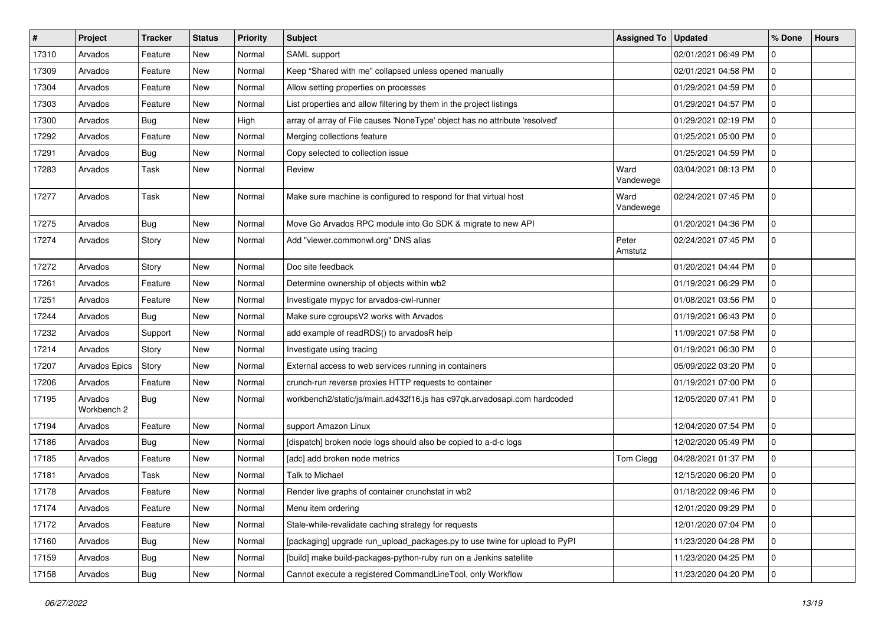| # | Project | Tracker | Status | Priority | Subject | Assigned To | Updated | % Done | Hours |
|---|---|---|---|---|---|---|---|---|---|
| 17310 | Arvados | Feature | New | Normal | SAML support | | 02/01/2021 06:49 PM | 0 | |
| 17309 | Arvados | Feature | New | Normal | Keep "Shared with me" collapsed unless opened manually | | 02/01/2021 04:58 PM | 0 | |
| 17304 | Arvados | Feature | New | Normal | Allow setting properties on processes | | 01/29/2021 04:59 PM | 0 | |
| 17303 | Arvados | Feature | New | Normal | List properties and allow filtering by them in the project listings | | 01/29/2021 04:57 PM | 0 | |
| 17300 | Arvados | Bug | New | High | array of array of File causes 'NoneType' object has no attribute 'resolved' | | 01/29/2021 02:19 PM | 0 | |
| 17292 | Arvados | Feature | New | Normal | Merging collections feature | | 01/25/2021 05:00 PM | 0 | |
| 17291 | Arvados | Bug | New | Normal | Copy selected to collection issue | | 01/25/2021 04:59 PM | 0 | |
| 17283 | Arvados | Task | New | Normal | Review | Ward Vandewege | 03/04/2021 08:13 PM | 0 | |
| 17277 | Arvados | Task | New | Normal | Make sure machine is configured to respond for that virtual host | Ward Vandewege | 02/24/2021 07:45 PM | 0 | |
| 17275 | Arvados | Bug | New | Normal | Move Go Arvados RPC module into Go SDK & migrate to new API | | 01/20/2021 04:36 PM | 0 | |
| 17274 | Arvados | Story | New | Normal | Add "viewer.commonwl.org" DNS alias | Peter Amstutz | 02/24/2021 07:45 PM | 0 | |
| 17272 | Arvados | Story | New | Normal | Doc site feedback | | 01/20/2021 04:44 PM | 0 | |
| 17261 | Arvados | Feature | New | Normal | Determine ownership of objects within wb2 | | 01/19/2021 06:29 PM | 0 | |
| 17251 | Arvados | Feature | New | Normal | Investigate mypyc for arvados-cwl-runner | | 01/08/2021 03:56 PM | 0 | |
| 17244 | Arvados | Bug | New | Normal | Make sure cgroupsV2 works with Arvados | | 01/19/2021 06:43 PM | 0 | |
| 17232 | Arvados | Support | New | Normal | add example of readRDS() to arvadosR help | | 11/09/2021 07:58 PM | 0 | |
| 17214 | Arvados | Story | New | Normal | Investigate using tracing | | 01/19/2021 06:30 PM | 0 | |
| 17207 | Arvados Epics | Story | New | Normal | External access to web services running in containers | | 05/09/2022 03:20 PM | 0 | |
| 17206 | Arvados | Feature | New | Normal | crunch-run reverse proxies HTTP requests to container | | 01/19/2021 07:00 PM | 0 | |
| 17195 | Arvados Workbench 2 | Bug | New | Normal | workbench2/static/js/main.ad432f16.js has c97qk.arvadosapi.com hardcoded | | 12/05/2020 07:41 PM | 0 | |
| 17194 | Arvados | Feature | New | Normal | support Amazon Linux | | 12/04/2020 07:54 PM | 0 | |
| 17186 | Arvados | Bug | New | Normal | [dispatch] broken node logs should also be copied to a-d-c logs | | 12/02/2020 05:49 PM | 0 | |
| 17185 | Arvados | Feature | New | Normal | [adc] add broken node metrics | Tom Clegg | 04/28/2021 01:37 PM | 0 | |
| 17181 | Arvados | Task | New | Normal | Talk to Michael | | 12/15/2020 06:20 PM | 0 | |
| 17178 | Arvados | Feature | New | Normal | Render live graphs of container crunchstat in wb2 | | 01/18/2022 09:46 PM | 0 | |
| 17174 | Arvados | Feature | New | Normal | Menu item ordering | | 12/01/2020 09:29 PM | 0 | |
| 17172 | Arvados | Feature | New | Normal | Stale-while-revalidate caching strategy for requests | | 12/01/2020 07:04 PM | 0 | |
| 17160 | Arvados | Bug | New | Normal | [packaging] upgrade run_upload_packages.py to use twine for upload to PyPI | | 11/23/2020 04:28 PM | 0 | |
| 17159 | Arvados | Bug | New | Normal | [build] make build-packages-python-ruby run on a Jenkins satellite | | 11/23/2020 04:25 PM | 0 | |
| 17158 | Arvados | Bug | New | Normal | Cannot execute a registered CommandLineTool, only Workflow | | 11/23/2020 04:20 PM | 0 | |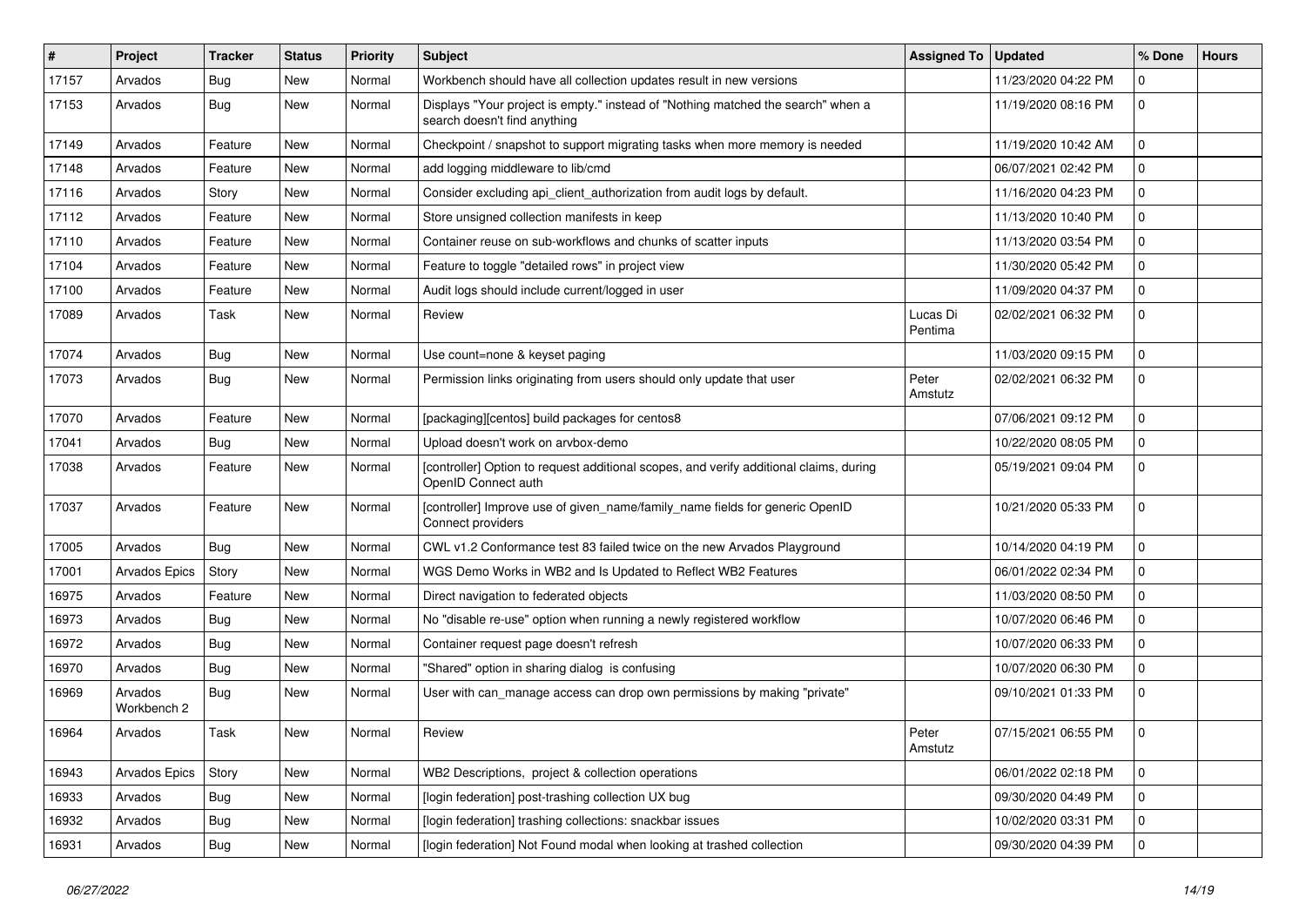| # | Project | Tracker | Status | Priority | Subject | Assigned To | Updated | % Done | Hours |
|---|---|---|---|---|---|---|---|---|---|
| 17157 | Arvados | Bug | New | Normal | Workbench should have all collection updates result in new versions | | 11/23/2020 04:22 PM | 0 | |
| 17153 | Arvados | Bug | New | Normal | Displays "Your project is empty." instead of "Nothing matched the search" when a search doesn't find anything | | 11/19/2020 08:16 PM | 0 | |
| 17149 | Arvados | Feature | New | Normal | Checkpoint / snapshot to support migrating tasks when more memory is needed | | 11/19/2020 10:42 AM | 0 | |
| 17148 | Arvados | Feature | New | Normal | add logging middleware to lib/cmd | | 06/07/2021 02:42 PM | 0 | |
| 17116 | Arvados | Story | New | Normal | Consider excluding api_client_authorization from audit logs by default. | | 11/16/2020 04:23 PM | 0 | |
| 17112 | Arvados | Feature | New | Normal | Store unsigned collection manifests in keep | | 11/13/2020 10:40 PM | 0 | |
| 17110 | Arvados | Feature | New | Normal | Container reuse on sub-workflows and chunks of scatter inputs | | 11/13/2020 03:54 PM | 0 | |
| 17104 | Arvados | Feature | New | Normal | Feature to toggle "detailed rows" in project view | | 11/30/2020 05:42 PM | 0 | |
| 17100 | Arvados | Feature | New | Normal | Audit logs should include current/logged in user | | 11/09/2020 04:37 PM | 0 | |
| 17089 | Arvados | Task | New | Normal | Review | Lucas Di Pentima | 02/02/2021 06:32 PM | 0 | |
| 17074 | Arvados | Bug | New | Normal | Use count=none & keyset paging | | 11/03/2020 09:15 PM | 0 | |
| 17073 | Arvados | Bug | New | Normal | Permission links originating from users should only update that user | Peter Amstutz | 02/02/2021 06:32 PM | 0 | |
| 17070 | Arvados | Feature | New | Normal | [packaging][centos] build packages for centos8 | | 07/06/2021 09:12 PM | 0 | |
| 17041 | Arvados | Bug | New | Normal | Upload doesn't work on arvbox-demo | | 10/22/2020 08:05 PM | 0 | |
| 17038 | Arvados | Feature | New | Normal | [controller] Option to request additional scopes, and verify additional claims, during OpenID Connect auth | | 05/19/2021 09:04 PM | 0 | |
| 17037 | Arvados | Feature | New | Normal | [controller] Improve use of given_name/family_name fields for generic OpenID Connect providers | | 10/21/2020 05:33 PM | 0 | |
| 17005 | Arvados | Bug | New | Normal | CWL v1.2 Conformance test 83 failed twice on the new Arvados Playground | | 10/14/2020 04:19 PM | 0 | |
| 17001 | Arvados Epics | Story | New | Normal | WGS Demo Works in WB2 and Is Updated to Reflect WB2 Features | | 06/01/2022 02:34 PM | 0 | |
| 16975 | Arvados | Feature | New | Normal | Direct navigation to federated objects | | 11/03/2020 08:50 PM | 0 | |
| 16973 | Arvados | Bug | New | Normal | No "disable re-use" option when running a newly registered workflow | | 10/07/2020 06:46 PM | 0 | |
| 16972 | Arvados | Bug | New | Normal | Container request page doesn't refresh | | 10/07/2020 06:33 PM | 0 | |
| 16970 | Arvados | Bug | New | Normal | "Shared" option in sharing dialog is confusing | | 10/07/2020 06:30 PM | 0 | |
| 16969 | Arvados Workbench 2 | Bug | New | Normal | User with can_manage access can drop own permissions by making "private" | | 09/10/2021 01:33 PM | 0 | |
| 16964 | Arvados | Task | New | Normal | Review | Peter Amstutz | 07/15/2021 06:55 PM | 0 | |
| 16943 | Arvados Epics | Story | New | Normal | WB2 Descriptions, project & collection operations | | 06/01/2022 02:18 PM | 0 | |
| 16933 | Arvados | Bug | New | Normal | [login federation] post-trashing collection UX bug | | 09/30/2020 04:49 PM | 0 | |
| 16932 | Arvados | Bug | New | Normal | [login federation] trashing collections: snackbar issues | | 10/02/2020 03:31 PM | 0 | |
| 16931 | Arvados | Bug | New | Normal | [login federation] Not Found modal when looking at trashed collection | | 09/30/2020 04:39 PM | 0 | |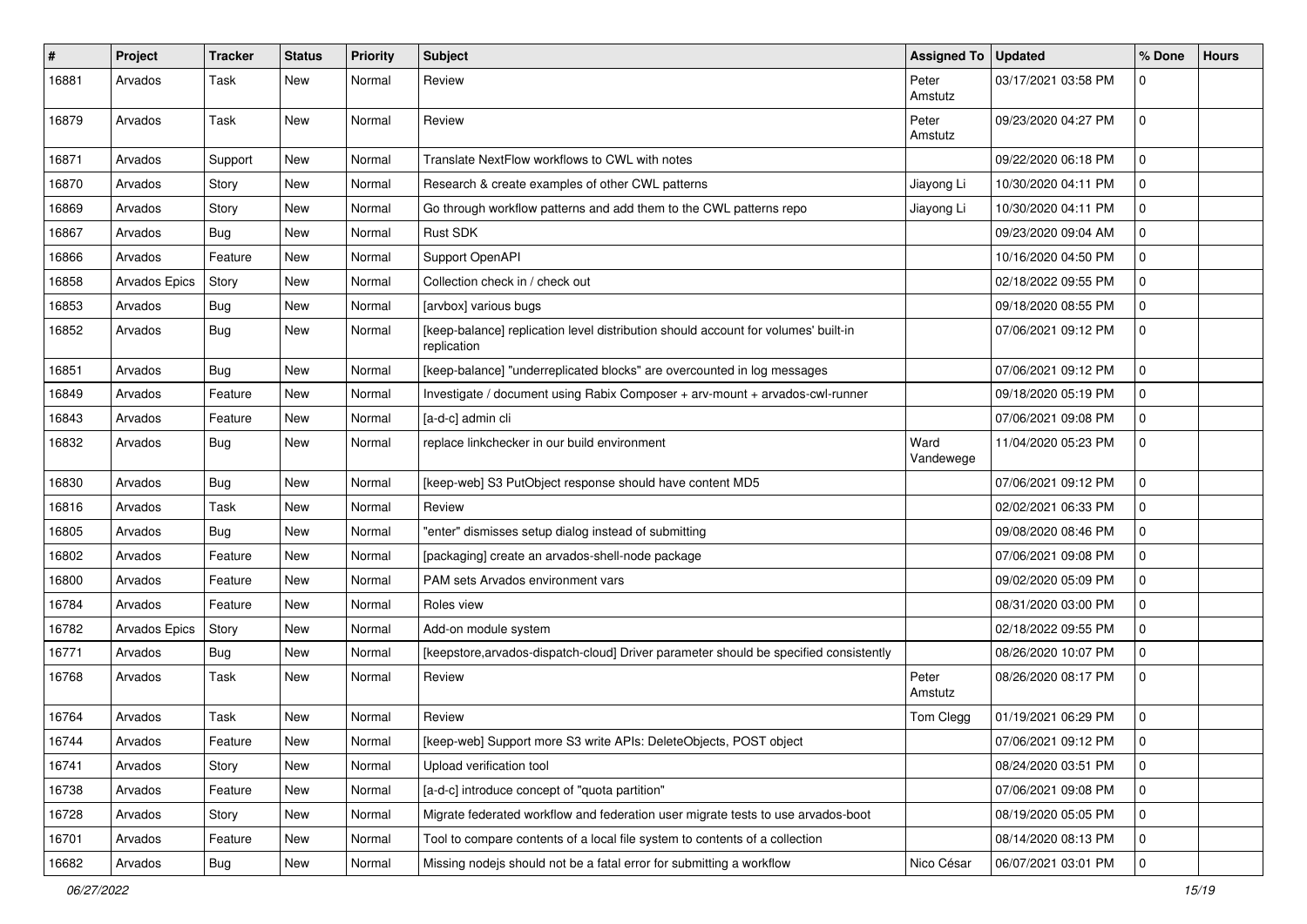| # | Project | Tracker | Status | Priority | Subject | Assigned To | Updated | % Done | Hours |
|---|---|---|---|---|---|---|---|---|---|
| 16881 | Arvados | Task | New | Normal | Review | Peter Amstutz | 03/17/2021 03:58 PM | 0 | |
| 16879 | Arvados | Task | New | Normal | Review | Peter Amstutz | 09/23/2020 04:27 PM | 0 | |
| 16871 | Arvados | Support | New | Normal | Translate NextFlow workflows to CWL with notes | | 09/22/2020 06:18 PM | 0 | |
| 16870 | Arvados | Story | New | Normal | Research & create examples of other CWL patterns | Jiayong Li | 10/30/2020 04:11 PM | 0 | |
| 16869 | Arvados | Story | New | Normal | Go through workflow patterns and add them to the CWL patterns repo | Jiayong Li | 10/30/2020 04:11 PM | 0 | |
| 16867 | Arvados | Bug | New | Normal | Rust SDK | | 09/23/2020 09:04 AM | 0 | |
| 16866 | Arvados | Feature | New | Normal | Support OpenAPI | | 10/16/2020 04:50 PM | 0 | |
| 16858 | Arvados Epics | Story | New | Normal | Collection check in / check out | | 02/18/2022 09:55 PM | 0 | |
| 16853 | Arvados | Bug | New | Normal | [arvbox] various bugs | | 09/18/2020 08:55 PM | 0 | |
| 16852 | Arvados | Bug | New | Normal | [keep-balance] replication level distribution should account for volumes' built-in replication | | 07/06/2021 09:12 PM | 0 | |
| 16851 | Arvados | Bug | New | Normal | [keep-balance] "underreplicated blocks" are overcounted in log messages | | 07/06/2021 09:12 PM | 0 | |
| 16849 | Arvados | Feature | New | Normal | Investigate / document using Rabix Composer + arv-mount + arvados-cwl-runner | | 09/18/2020 05:19 PM | 0 | |
| 16843 | Arvados | Feature | New | Normal | [a-d-c] admin cli | | 07/06/2021 09:08 PM | 0 | |
| 16832 | Arvados | Bug | New | Normal | replace linkchecker in our build environment | Ward Vandewege | 11/04/2020 05:23 PM | 0 | |
| 16830 | Arvados | Bug | New | Normal | [keep-web] S3 PutObject response should have content MD5 | | 07/06/2021 09:12 PM | 0 | |
| 16816 | Arvados | Task | New | Normal | Review | | 02/02/2021 06:33 PM | 0 | |
| 16805 | Arvados | Bug | New | Normal | "enter" dismisses setup dialog instead of submitting | | 09/08/2020 08:46 PM | 0 | |
| 16802 | Arvados | Feature | New | Normal | [packaging] create an arvados-shell-node package | | 07/06/2021 09:08 PM | 0 | |
| 16800 | Arvados | Feature | New | Normal | PAM sets Arvados environment vars | | 09/02/2020 05:09 PM | 0 | |
| 16784 | Arvados | Feature | New | Normal | Roles view | | 08/31/2020 03:00 PM | 0 | |
| 16782 | Arvados Epics | Story | New | Normal | Add-on module system | | 02/18/2022 09:55 PM | 0 | |
| 16771 | Arvados | Bug | New | Normal | [keepstore,arvados-dispatch-cloud] Driver parameter should be specified consistently | | 08/26/2020 10:07 PM | 0 | |
| 16768 | Arvados | Task | New | Normal | Review | Peter Amstutz | 08/26/2020 08:17 PM | 0 | |
| 16764 | Arvados | Task | New | Normal | Review | Tom Clegg | 01/19/2021 06:29 PM | 0 | |
| 16744 | Arvados | Feature | New | Normal | [keep-web] Support more S3 write APIs: DeleteObjects, POST object | | 07/06/2021 09:12 PM | 0 | |
| 16741 | Arvados | Story | New | Normal | Upload verification tool | | 08/24/2020 03:51 PM | 0 | |
| 16738 | Arvados | Feature | New | Normal | [a-d-c] introduce concept of "quota partition" | | 07/06/2021 09:08 PM | 0 | |
| 16728 | Arvados | Story | New | Normal | Migrate federated workflow and federation user migrate tests to use arvados-boot | | 08/19/2020 05:05 PM | 0 | |
| 16701 | Arvados | Feature | New | Normal | Tool to compare contents of a local file system to contents of a collection | | 08/14/2020 08:13 PM | 0 | |
| 16682 | Arvados | Bug | New | Normal | Missing nodejs should not be a fatal error for submitting a workflow | Nico César | 06/07/2021 03:01 PM | 0 | |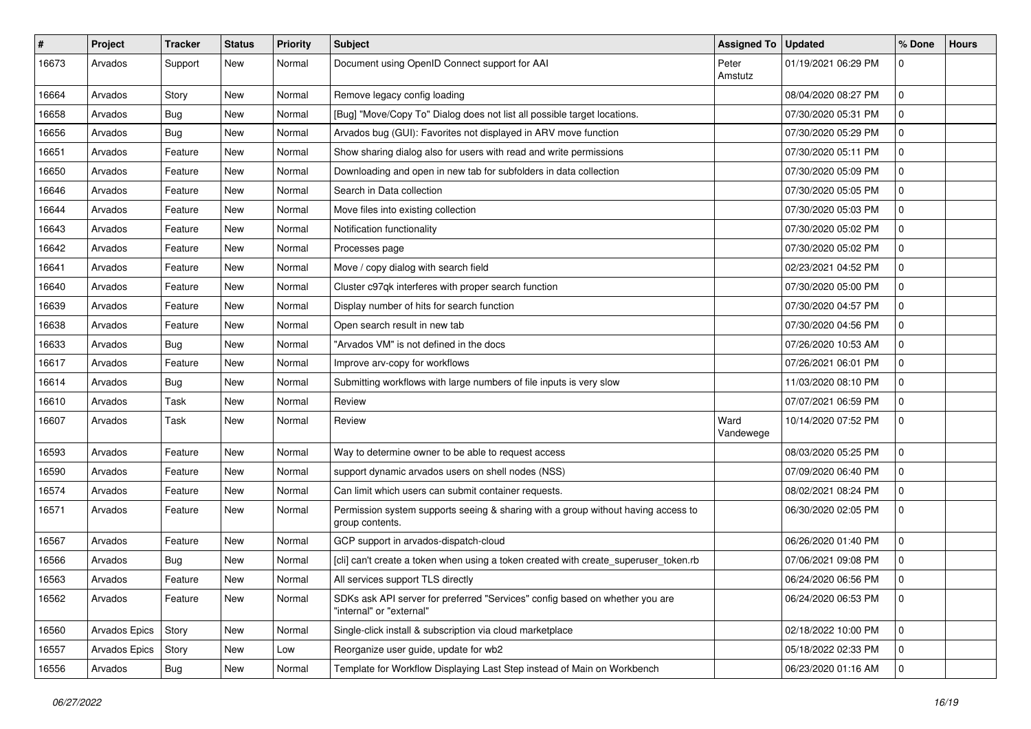| # | Project | Tracker | Status | Priority | Subject | Assigned To | Updated | % Done | Hours |
|---|---|---|---|---|---|---|---|---|---|
| 16673 | Arvados | Support | New | Normal | Document using OpenID Connect support for AAI | Peter Amstutz | 01/19/2021 06:29 PM | 0 | |
| 16664 | Arvados | Story | New | Normal | Remove legacy config loading | | 08/04/2020 08:27 PM | 0 | |
| 16658 | Arvados | Bug | New | Normal | [Bug] "Move/Copy To" Dialog does not list all possible target locations. | | 07/30/2020 05:31 PM | 0 | |
| 16656 | Arvados | Bug | New | Normal | Arvados bug (GUI): Favorites not displayed in ARV move function | | 07/30/2020 05:29 PM | 0 | |
| 16651 | Arvados | Feature | New | Normal | Show sharing dialog also for users with read and write permissions | | 07/30/2020 05:11 PM | 0 | |
| 16650 | Arvados | Feature | New | Normal | Downloading and open in new tab for subfolders in data collection | | 07/30/2020 05:09 PM | 0 | |
| 16646 | Arvados | Feature | New | Normal | Search in Data collection | | 07/30/2020 05:05 PM | 0 | |
| 16644 | Arvados | Feature | New | Normal | Move files into existing collection | | 07/30/2020 05:03 PM | 0 | |
| 16643 | Arvados | Feature | New | Normal | Notification functionality | | 07/30/2020 05:02 PM | 0 | |
| 16642 | Arvados | Feature | New | Normal | Processes page | | 07/30/2020 05:02 PM | 0 | |
| 16641 | Arvados | Feature | New | Normal | Move / copy dialog with search field | | 02/23/2021 04:52 PM | 0 | |
| 16640 | Arvados | Feature | New | Normal | Cluster c97qk interferes with proper search function | | 07/30/2020 05:00 PM | 0 | |
| 16639 | Arvados | Feature | New | Normal | Display number of hits for search function | | 07/30/2020 04:57 PM | 0 | |
| 16638 | Arvados | Feature | New | Normal | Open search result in new tab | | 07/30/2020 04:56 PM | 0 | |
| 16633 | Arvados | Bug | New | Normal | "Arvados VM" is not defined in the docs | | 07/26/2020 10:53 AM | 0 | |
| 16617 | Arvados | Feature | New | Normal | Improve arv-copy for workflows | | 07/26/2021 06:01 PM | 0 | |
| 16614 | Arvados | Bug | New | Normal | Submitting workflows with large numbers of file inputs is very slow | | 11/03/2020 08:10 PM | 0 | |
| 16610 | Arvados | Task | New | Normal | Review | | 07/07/2021 06:59 PM | 0 | |
| 16607 | Arvados | Task | New | Normal | Review | Ward Vandewege | 10/14/2020 07:52 PM | 0 | |
| 16593 | Arvados | Feature | New | Normal | Way to determine owner to be able to request access | | 08/03/2020 05:25 PM | 0 | |
| 16590 | Arvados | Feature | New | Normal | support dynamic arvados users on shell nodes (NSS) | | 07/09/2020 06:40 PM | 0 | |
| 16574 | Arvados | Feature | New | Normal | Can limit which users can submit container requests. | | 08/02/2021 08:24 PM | 0 | |
| 16571 | Arvados | Feature | New | Normal | Permission system supports seeing & sharing with a group without having access to group contents. | | 06/30/2020 02:05 PM | 0 | |
| 16567 | Arvados | Feature | New | Normal | GCP support in arvados-dispatch-cloud | | 06/26/2020 01:40 PM | 0 | |
| 16566 | Arvados | Bug | New | Normal | [cli] can't create a token when using a token created with create_superuser_token.rb | | 07/06/2021 09:08 PM | 0 | |
| 16563 | Arvados | Feature | New | Normal | All services support TLS directly | | 06/24/2020 06:56 PM | 0 | |
| 16562 | Arvados | Feature | New | Normal | SDKs ask API server for preferred "Services" config based on whether you are "internal" or "external" | | 06/24/2020 06:53 PM | 0 | |
| 16560 | Arvados Epics | Story | New | Normal | Single-click install & subscription via cloud marketplace | | 02/18/2022 10:00 PM | 0 | |
| 16557 | Arvados Epics | Story | New | Low | Reorganize user guide, update for wb2 | | 05/18/2022 02:33 PM | 0 | |
| 16556 | Arvados | Bug | New | Normal | Template for Workflow Displaying Last Step instead of Main on Workbench | | 06/23/2020 01:16 AM | 0 | |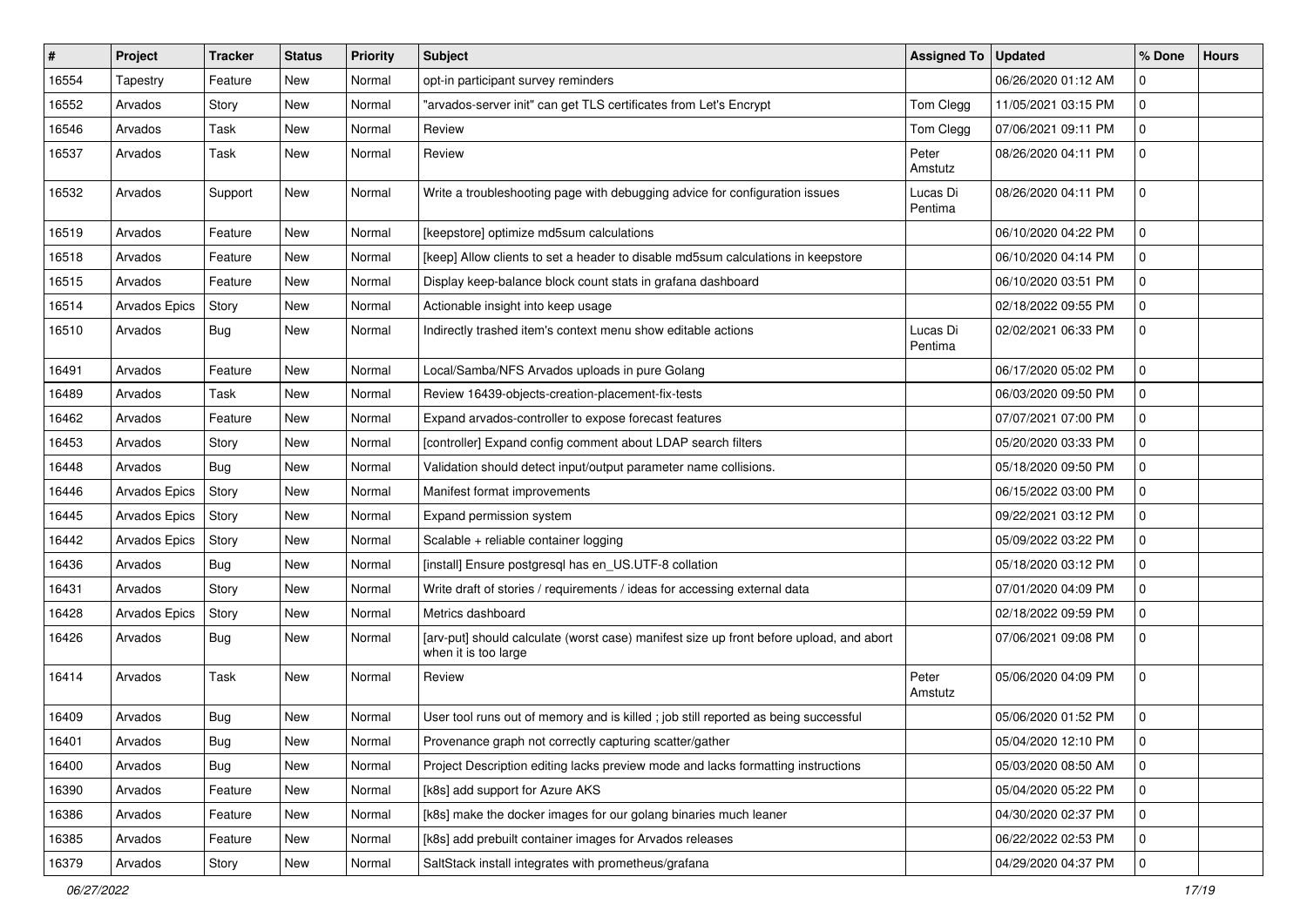| # | Project | Tracker | Status | Priority | Subject | Assigned To | Updated | % Done | Hours |
|---|---|---|---|---|---|---|---|---|---|
| 16554 | Tapestry | Feature | New | Normal | opt-in participant survey reminders | | 06/26/2020 01:12 AM | 0 | |
| 16552 | Arvados | Story | New | Normal | "arvados-server init" can get TLS certificates from Let's Encrypt | Tom Clegg | 11/05/2021 03:15 PM | 0 | |
| 16546 | Arvados | Task | New | Normal | Review | Tom Clegg | 07/06/2021 09:11 PM | 0 | |
| 16537 | Arvados | Task | New | Normal | Review | Peter Amstutz | 08/26/2020 04:11 PM | 0 | |
| 16532 | Arvados | Support | New | Normal | Write a troubleshooting page with debugging advice for configuration issues | Lucas Di Pentima | 08/26/2020 04:11 PM | 0 | |
| 16519 | Arvados | Feature | New | Normal | [keepstore] optimize md5sum calculations | | 06/10/2020 04:22 PM | 0 | |
| 16518 | Arvados | Feature | New | Normal | [keep] Allow clients to set a header to disable md5sum calculations in keepstore | | 06/10/2020 04:14 PM | 0 | |
| 16515 | Arvados | Feature | New | Normal | Display keep-balance block count stats in grafana dashboard | | 06/10/2020 03:51 PM | 0 | |
| 16514 | Arvados Epics | Story | New | Normal | Actionable insight into keep usage | | 02/18/2022 09:55 PM | 0 | |
| 16510 | Arvados | Bug | New | Normal | Indirectly trashed item's context menu show editable actions | Lucas Di Pentima | 02/02/2021 06:33 PM | 0 | |
| 16491 | Arvados | Feature | New | Normal | Local/Samba/NFS Arvados uploads in pure Golang | | 06/17/2020 05:02 PM | 0 | |
| 16489 | Arvados | Task | New | Normal | Review 16439-objects-creation-placement-fix-tests | | 06/03/2020 09:50 PM | 0 | |
| 16462 | Arvados | Feature | New | Normal | Expand arvados-controller to expose forecast features | | 07/07/2021 07:00 PM | 0 | |
| 16453 | Arvados | Story | New | Normal | [controller] Expand config comment about LDAP search filters | | 05/20/2020 03:33 PM | 0 | |
| 16448 | Arvados | Bug | New | Normal | Validation should detect input/output parameter name collisions. | | 05/18/2020 09:50 PM | 0 | |
| 16446 | Arvados Epics | Story | New | Normal | Manifest format improvements | | 06/15/2022 03:00 PM | 0 | |
| 16445 | Arvados Epics | Story | New | Normal | Expand permission system | | 09/22/2021 03:12 PM | 0 | |
| 16442 | Arvados Epics | Story | New | Normal | Scalable + reliable container logging | | 05/09/2022 03:22 PM | 0 | |
| 16436 | Arvados | Bug | New | Normal | [install] Ensure postgresql has en_US.UTF-8 collation | | 05/18/2020 03:12 PM | 0 | |
| 16431 | Arvados | Story | New | Normal | Write draft of stories / requirements / ideas for accessing external data | | 07/01/2020 04:09 PM | 0 | |
| 16428 | Arvados Epics | Story | New | Normal | Metrics dashboard | | 02/18/2022 09:59 PM | 0 | |
| 16426 | Arvados | Bug | New | Normal | [arv-put] should calculate (worst case) manifest size up front before upload, and abort when it is too large | | 07/06/2021 09:08 PM | 0 | |
| 16414 | Arvados | Task | New | Normal | Review | Peter Amstutz | 05/06/2020 04:09 PM | 0 | |
| 16409 | Arvados | Bug | New | Normal | User tool runs out of memory and is killed ; job still reported as being successful | | 05/06/2020 01:52 PM | 0 | |
| 16401 | Arvados | Bug | New | Normal | Provenance graph not correctly capturing scatter/gather | | 05/04/2020 12:10 PM | 0 | |
| 16400 | Arvados | Bug | New | Normal | Project Description editing lacks preview mode and lacks formatting instructions | | 05/03/2020 08:50 AM | 0 | |
| 16390 | Arvados | Feature | New | Normal | [k8s] add support for Azure AKS | | 05/04/2020 05:22 PM | 0 | |
| 16386 | Arvados | Feature | New | Normal | [k8s] make the docker images for our golang binaries much leaner | | 04/30/2020 02:37 PM | 0 | |
| 16385 | Arvados | Feature | New | Normal | [k8s] add prebuilt container images for Arvados releases | | 06/22/2022 02:53 PM | 0 | |
| 16379 | Arvados | Story | New | Normal | SaltStack install integrates with prometheus/grafana | | 04/29/2020 04:37 PM | 0 | |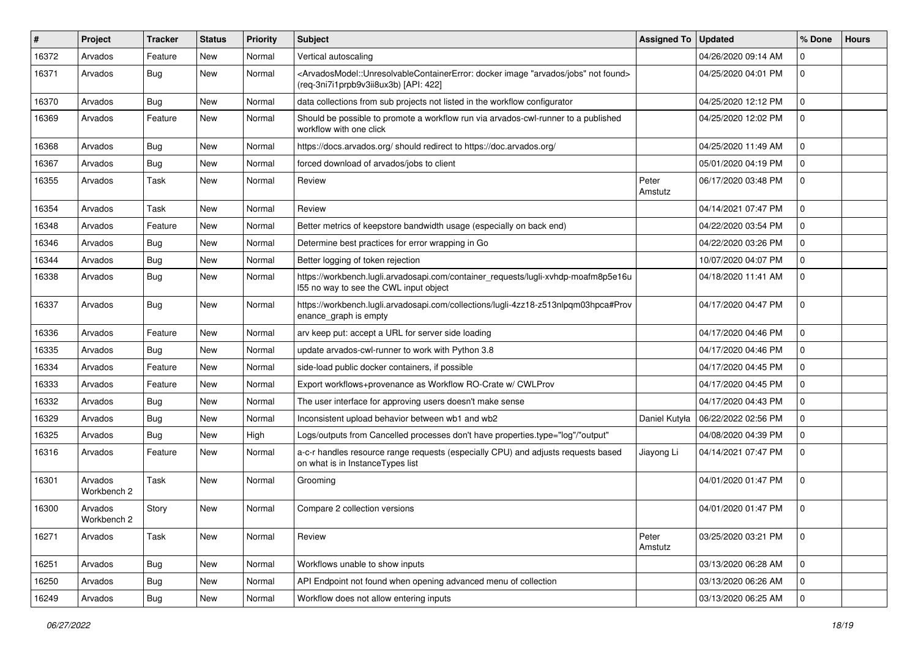| # | Project | Tracker | Status | Priority | Subject | Assigned To | Updated | % Done | Hours |
|---|---|---|---|---|---|---|---|---|---|
| 16372 | Arvados | Feature | New | Normal | Vertical autoscaling | | 04/26/2020 09:14 AM | 0 | |
| 16371 | Arvados | Bug | New | Normal | <ArvadosModel::UnresolvableContainerError: docker image "arvados/jobs" not found> (req-3ni7i1prpb9v3ii8ux3b) [API: 422] | | 04/25/2020 04:01 PM | 0 | |
| 16370 | Arvados | Bug | New | Normal | data collections from sub projects not listed in the workflow configurator | | 04/25/2020 12:12 PM | 0 | |
| 16369 | Arvados | Feature | New | Normal | Should be possible to promote a workflow run via arvados-cwl-runner to a published workflow with one click | | 04/25/2020 12:02 PM | 0 | |
| 16368 | Arvados | Bug | New | Normal | https://docs.arvados.org/ should redirect to https://doc.arvados.org/ | | 04/25/2020 11:49 AM | 0 | |
| 16367 | Arvados | Bug | New | Normal | forced download of arvados/jobs to client | | 05/01/2020 04:19 PM | 0 | |
| 16355 | Arvados | Task | New | Normal | Review | Peter Amstutz | 06/17/2020 03:48 PM | 0 | |
| 16354 | Arvados | Task | New | Normal | Review | | 04/14/2021 07:47 PM | 0 | |
| 16348 | Arvados | Feature | New | Normal | Better metrics of keepstore bandwidth usage (especially on back end) | | 04/22/2020 03:54 PM | 0 | |
| 16346 | Arvados | Bug | New | Normal | Determine best practices for error wrapping in Go | | 04/22/2020 03:26 PM | 0 | |
| 16344 | Arvados | Bug | New | Normal | Better logging of token rejection | | 10/07/2020 04:07 PM | 0 | |
| 16338 | Arvados | Bug | New | Normal | https://workbench.lugli.arvadosapi.com/container_requests/lugli-xvhdp-moafm8p5e16ul55 no way to see the CWL input object | | 04/18/2020 11:41 AM | 0 | |
| 16337 | Arvados | Bug | New | Normal | https://workbench.lugli.arvadosapi.com/collections/lugli-4zz18-z513nlpqm03hpca#Provenance_graph is empty | | 04/17/2020 04:47 PM | 0 | |
| 16336 | Arvados | Feature | New | Normal | arv keep put: accept a URL for server side loading | | 04/17/2020 04:46 PM | 0 | |
| 16335 | Arvados | Bug | New | Normal | update arvados-cwl-runner to work with Python 3.8 | | 04/17/2020 04:46 PM | 0 | |
| 16334 | Arvados | Feature | New | Normal | side-load public docker containers, if possible | | 04/17/2020 04:45 PM | 0 | |
| 16333 | Arvados | Feature | New | Normal | Export workflows+provenance as Workflow RO-Crate w/ CWLProv | | 04/17/2020 04:45 PM | 0 | |
| 16332 | Arvados | Bug | New | Normal | The user interface for approving users doesn't make sense | | 04/17/2020 04:43 PM | 0 | |
| 16329 | Arvados | Bug | New | Normal | Inconsistent upload behavior between wb1 and wb2 | Daniel Kutyła | 06/22/2022 02:56 PM | 0 | |
| 16325 | Arvados | Bug | New | High | Logs/outputs from Cancelled processes don't have properties.type="log"/"output" | | 04/08/2020 04:39 PM | 0 | |
| 16316 | Arvados | Feature | New | Normal | a-c-r handles resource range requests (especially CPU) and adjusts requests based on what is in InstanceTypes list | Jiayong Li | 04/14/2021 07:47 PM | 0 | |
| 16301 | Arvados Workbench 2 | Task | New | Normal | Grooming | | 04/01/2020 01:47 PM | 0 | |
| 16300 | Arvados Workbench 2 | Story | New | Normal | Compare 2 collection versions | | 04/01/2020 01:47 PM | 0 | |
| 16271 | Arvados | Task | New | Normal | Review | Peter Amstutz | 03/25/2020 03:21 PM | 0 | |
| 16251 | Arvados | Bug | New | Normal | Workflows unable to show inputs | | 03/13/2020 06:28 AM | 0 | |
| 16250 | Arvados | Bug | New | Normal | API Endpoint not found when opening advanced menu of collection | | 03/13/2020 06:26 AM | 0 | |
| 16249 | Arvados | Bug | New | Normal | Workflow does not allow entering inputs | | 03/13/2020 06:25 AM | 0 | |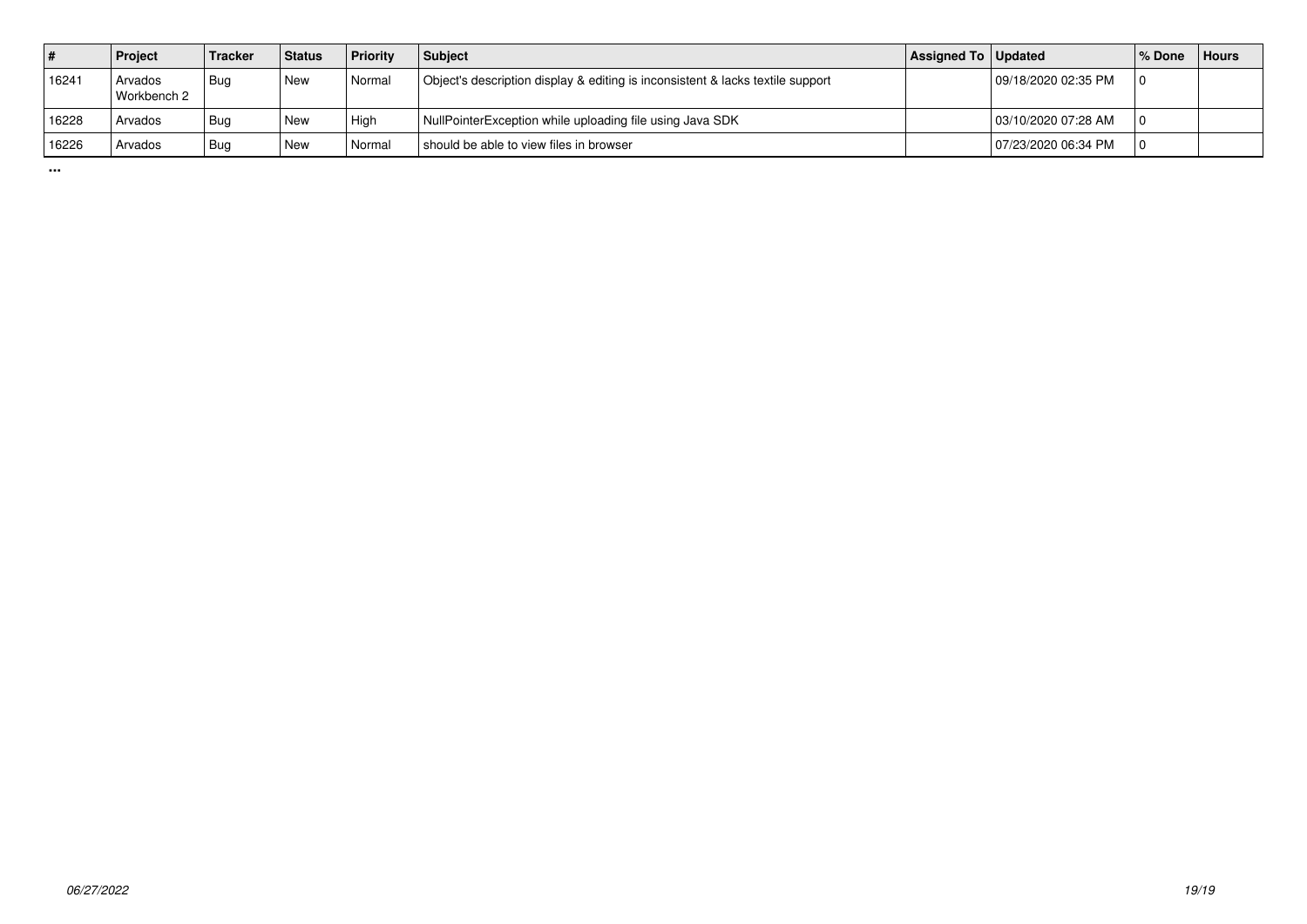| # | Project | Tracker | Status | Priority | Subject | Assigned To | Updated | % Done | Hours |
|---|---|---|---|---|---|---|---|---|---|
| 16241 | Arvados Workbench 2 | Bug | New | Normal | Object's description display & editing is inconsistent & lacks textile support | | 09/18/2020 02:35 PM | 0 | |
| 16228 | Arvados | Bug | New | High | NullPointerException while uploading file using Java SDK | | 03/10/2020 07:28 AM | 0 | |
| 16226 | Arvados | Bug | New | Normal | should be able to view files in browser | | 07/23/2020 06:34 PM | 0 | |

...